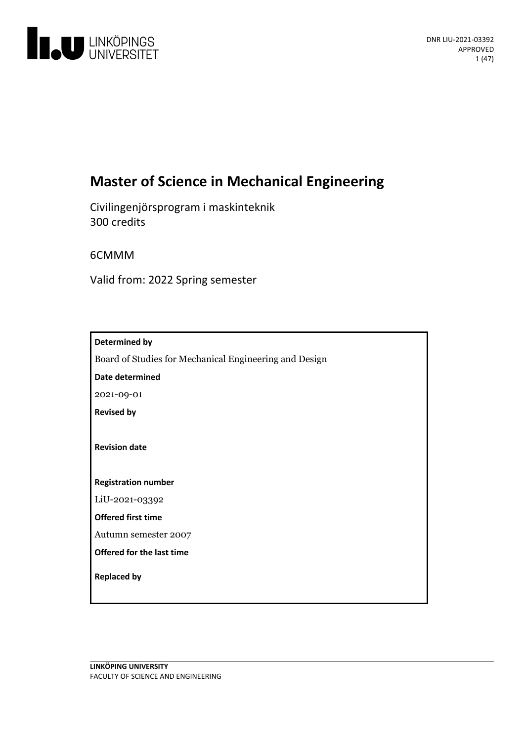DNR LIU-2021-03392
APPROVED

# Master of Science in Mechanical Engineering

Civilingenjörsprogram i maskinteknik
300 credits

6CMMM

Valid from: 2022 Spring semester

**Determined by**

Board of Studies for Mechanical Engineering and Design

**Date determined**

2021-09-01

**Revised by**

**Revision date**

**Registration number**

LiU-2021-03392

**Offered first time**

Autumn semester 2007

**Offered for the last time**

**Replaced by**

**LINKÖPING UNIVERSITY**
FACULTY OF SCIENCE AND ENGINEERING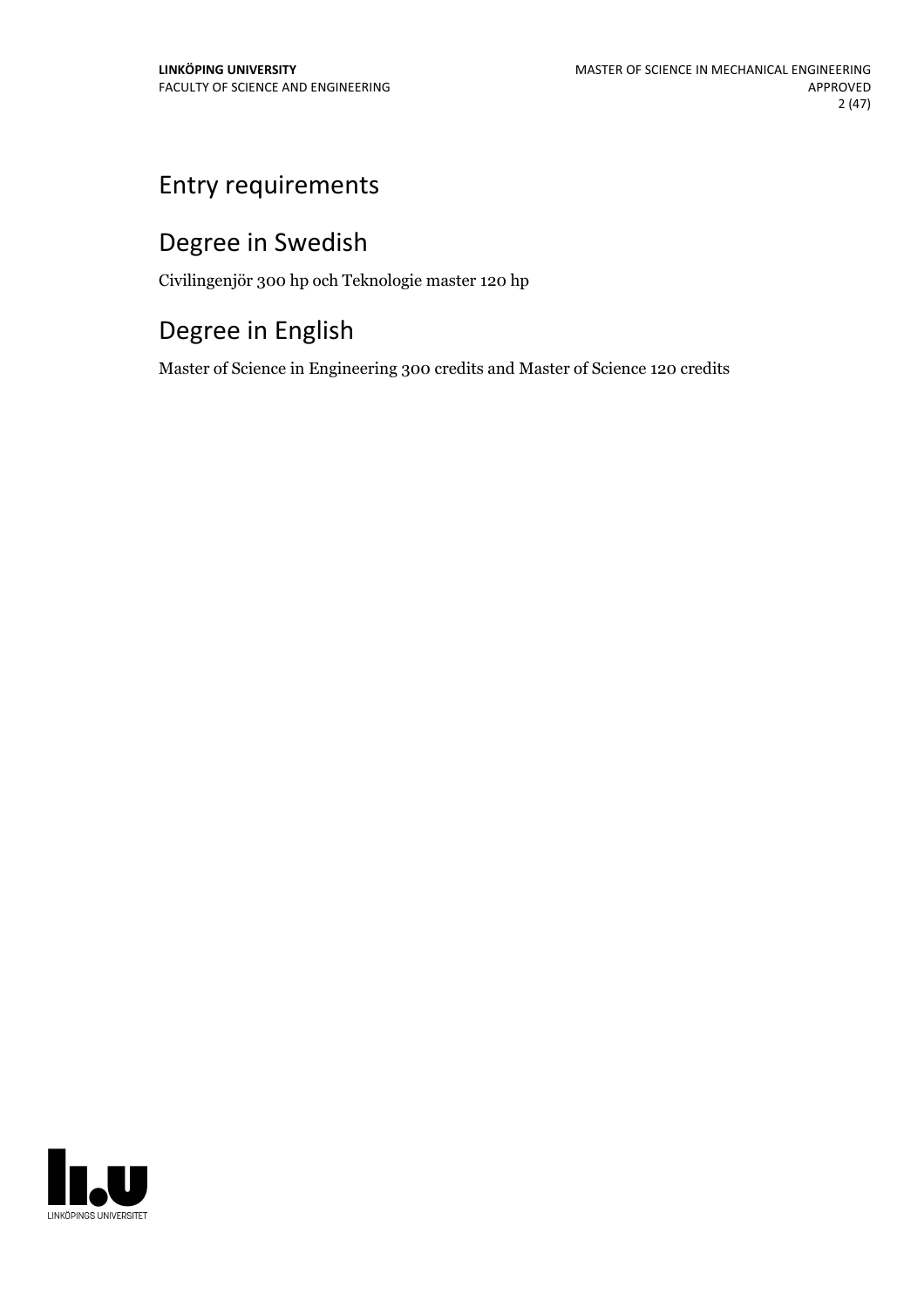# Entry requirements

# Degree in Swedish

Civilingenjör 300 hp och Teknologie master 120 hp

# Degree in English

Master of Science in Engineering 300 credits and Master of Science 120 credits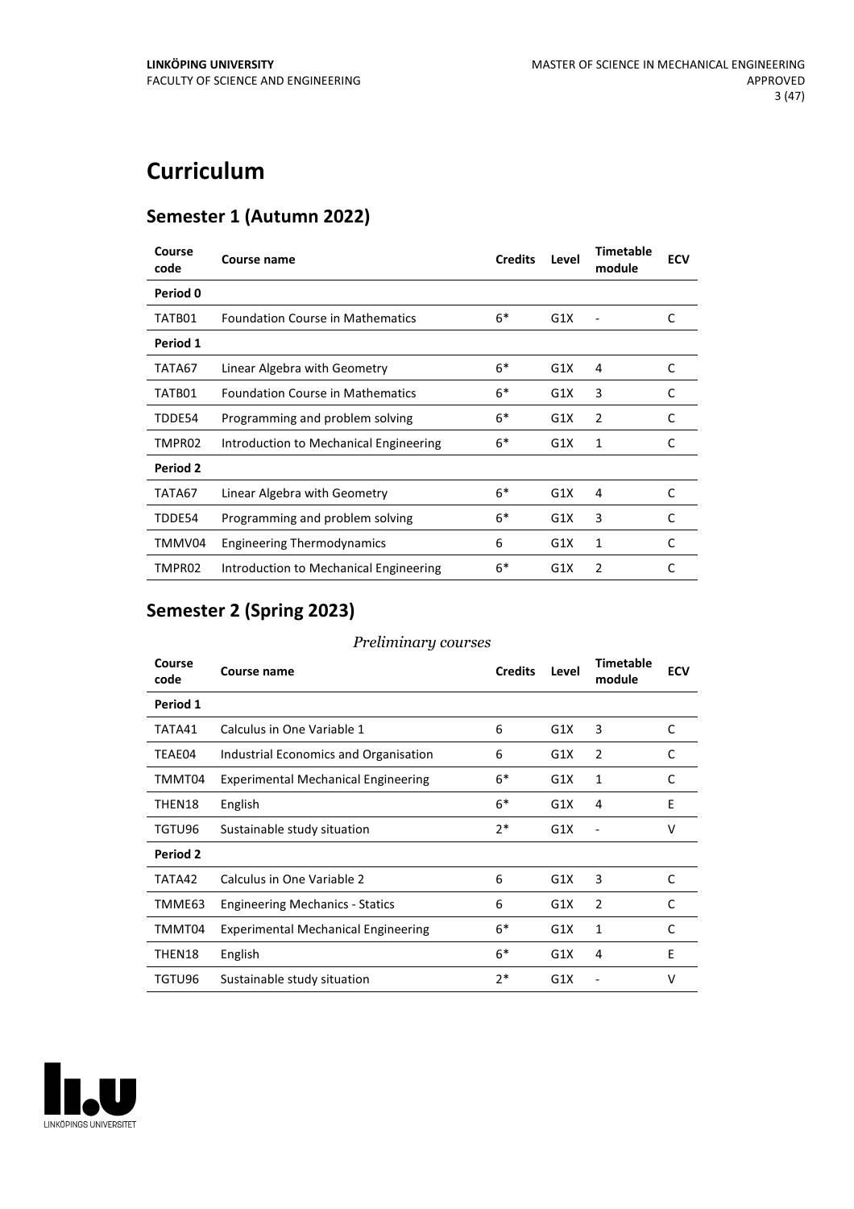# Curriculum

## Semester 1 (Autumn 2022)

| Course code | Course name | Credits | Level | Timetable module | ECV |
|---|---|---|---|---|---|
| **Period 0** | | | | | |
| TATB01 | Foundation Course in Mathematics | 6* | G1X | - | C |
| **Period 1** | | | | | |
| TATA67 | Linear Algebra with Geometry | 6* | G1X | 4 | C |
| TATB01 | Foundation Course in Mathematics | 6* | G1X | 3 | C |
| TDDE54 | Programming and problem solving | 6* | G1X | 2 | C |
| TMPR02 | Introduction to Mechanical Engineering | 6* | G1X | 1 | C |
| **Period 2** | | | | | |
| TATA67 | Linear Algebra with Geometry | 6* | G1X | 4 | C |
| TDDE54 | Programming and problem solving | 6* | G1X | 3 | C |
| TMMV04 | Engineering Thermodynamics | 6 | G1X | 1 | C |
| TMPR02 | Introduction to Mechanical Engineering | 6* | G1X | 2 | C |

## Semester 2 (Spring 2023)

*Preliminary courses*

| Course code | Course name | Credits | Level | Timetable module | ECV |
|---|---|---|---|---|---|
| **Period 1** | | | | | |
| TATA41 | Calculus in One Variable 1 | 6 | G1X | 3 | C |
| TEAE04 | Industrial Economics and Organisation | 6 | G1X | 2 | C |
| TMMT04 | Experimental Mechanical Engineering | 6* | G1X | 1 | C |
| THEN18 | English | 6* | G1X | 4 | E |
| TGTU96 | Sustainable study situation | 2* | G1X | - | V |
| **Period 2** | | | | | |
| TATA42 | Calculus in One Variable 2 | 6 | G1X | 3 | C |
| TMME63 | Engineering Mechanics - Statics | 6 | G1X | 2 | C |
| TMMT04 | Experimental Mechanical Engineering | 6* | G1X | 1 | C |
| THEN18 | English | 6* | G1X | 4 | E |
| TGTU96 | Sustainable study situation | 2* | G1X | - | V |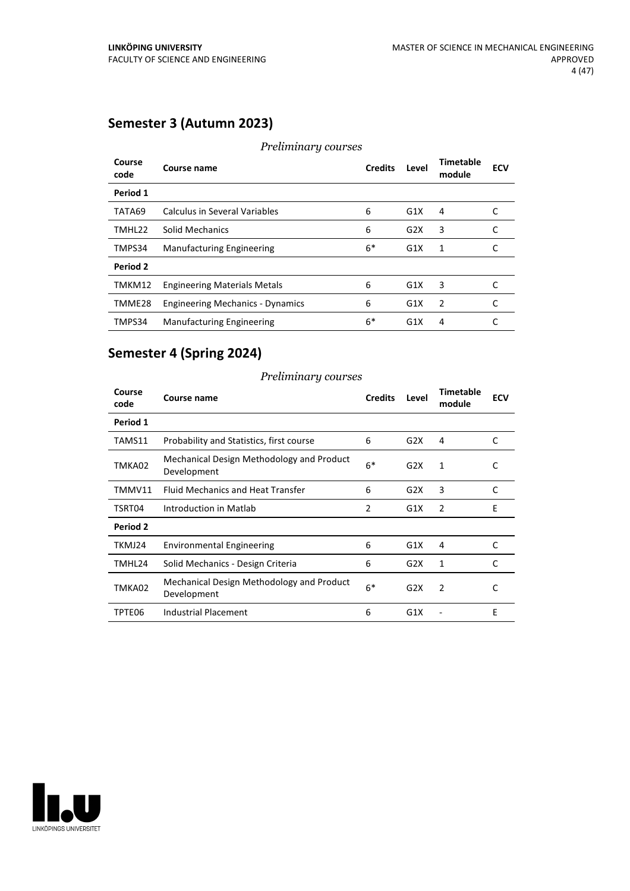## Semester 3 (Autumn 2023)

*Preliminary courses*

| Course code | Course name | Credits | Level | Timetable module | ECV |
|---|---|---|---|---|---|
| **Period 1** | | | | | |
| TATA69 | Calculus in Several Variables | 6 | G1X | 4 | C |
| TMHL22 | Solid Mechanics | 6 | G2X | 3 | C |
| TMPS34 | Manufacturing Engineering | 6* | G1X | 1 | C |
| **Period 2** | | | | | |
| TMKM12 | Engineering Materials Metals | 6 | G1X | 3 | C |
| TMME28 | Engineering Mechanics - Dynamics | 6 | G1X | 2 | C |
| TMPS34 | Manufacturing Engineering | 6* | G1X | 4 | C |

## Semester 4 (Spring 2024)

*Preliminary courses*

| Course code | Course name | Credits | Level | Timetable module | ECV |
|---|---|---|---|---|---|
| **Period 1** | | | | | |
| TAMS11 | Probability and Statistics, first course | 6 | G2X | 4 | C |
| TMKA02 | Mechanical Design Methodology and Product Development | 6* | G2X | 1 | C |
| TMMV11 | Fluid Mechanics and Heat Transfer | 6 | G2X | 3 | C |
| TSRT04 | Introduction in Matlab | 2 | G1X | 2 | E |
| **Period 2** | | | | | |
| TKMJ24 | Environmental Engineering | 6 | G1X | 4 | C |
| TMHL24 | Solid Mechanics - Design Criteria | 6 | G2X | 1 | C |
| TMKA02 | Mechanical Design Methodology and Product Development | 6* | G2X | 2 | C |
| TPTE06 | Industrial Placement | 6 | G1X | - | E |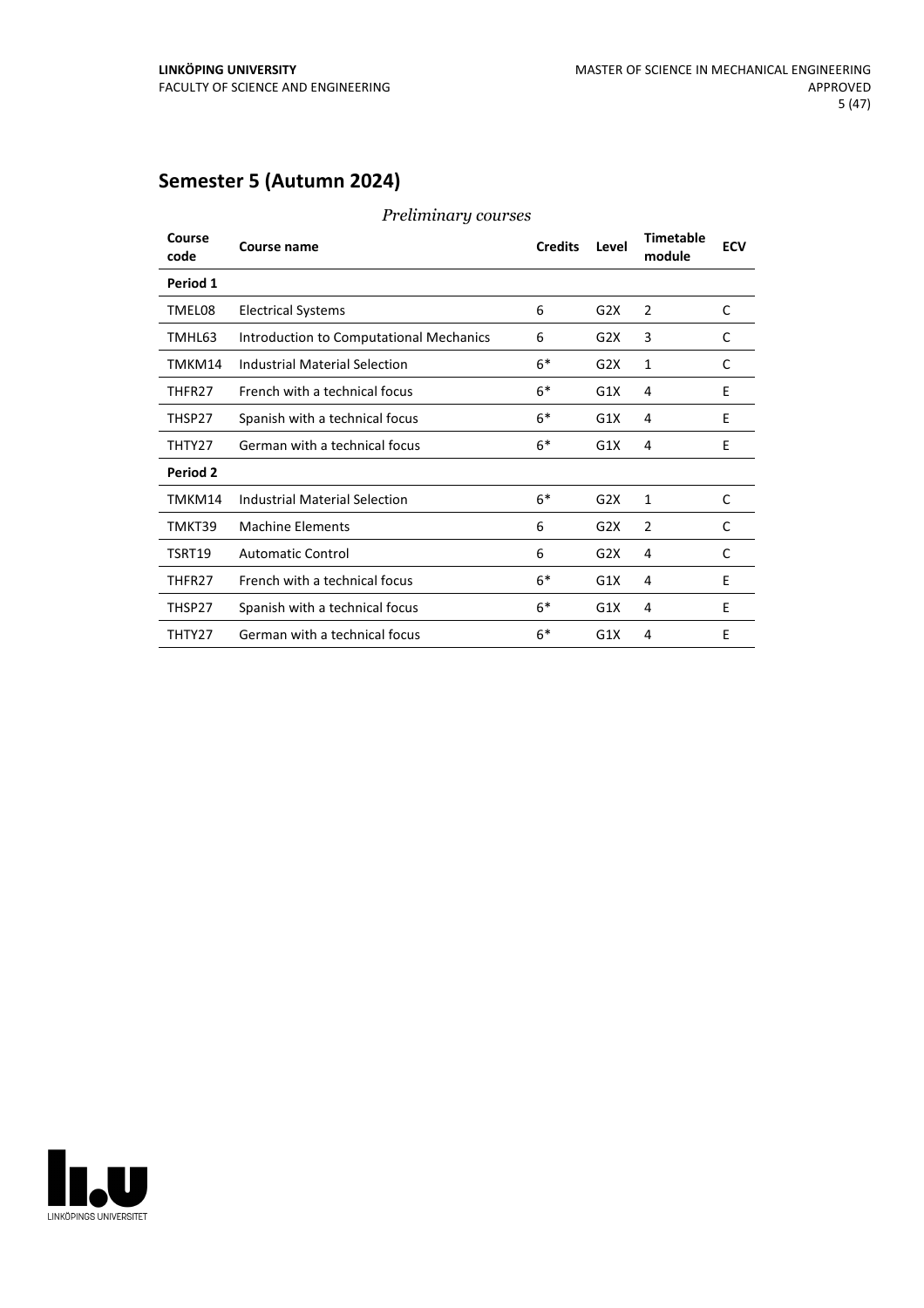## Semester 5 (Autumn 2024)

*Preliminary courses*

| Course code | Course name | Credits | Level | Timetable module | ECV |
|---|---|---|---|---|---|
| **Period 1** | | | | | |
| TMEL08 | Electrical Systems | 6 | G2X | 2 | C |
| TMHL63 | Introduction to Computational Mechanics | 6 | G2X | 3 | C |
| TMKM14 | Industrial Material Selection | 6* | G2X | 1 | C |
| THFR27 | French with a technical focus | 6* | G1X | 4 | E |
| THSP27 | Spanish with a technical focus | 6* | G1X | 4 | E |
| THTY27 | German with a technical focus | 6* | G1X | 4 | E |
| **Period 2** | | | | | |
| TMKM14 | Industrial Material Selection | 6* | G2X | 1 | C |
| TMKT39 | Machine Elements | 6 | G2X | 2 | C |
| TSRT19 | Automatic Control | 6 | G2X | 4 | C |
| THFR27 | French with a technical focus | 6* | G1X | 4 | E |
| THSP27 | Spanish with a technical focus | 6* | G1X | 4 | E |
| THTY27 | German with a technical focus | 6* | G1X | 4 | E |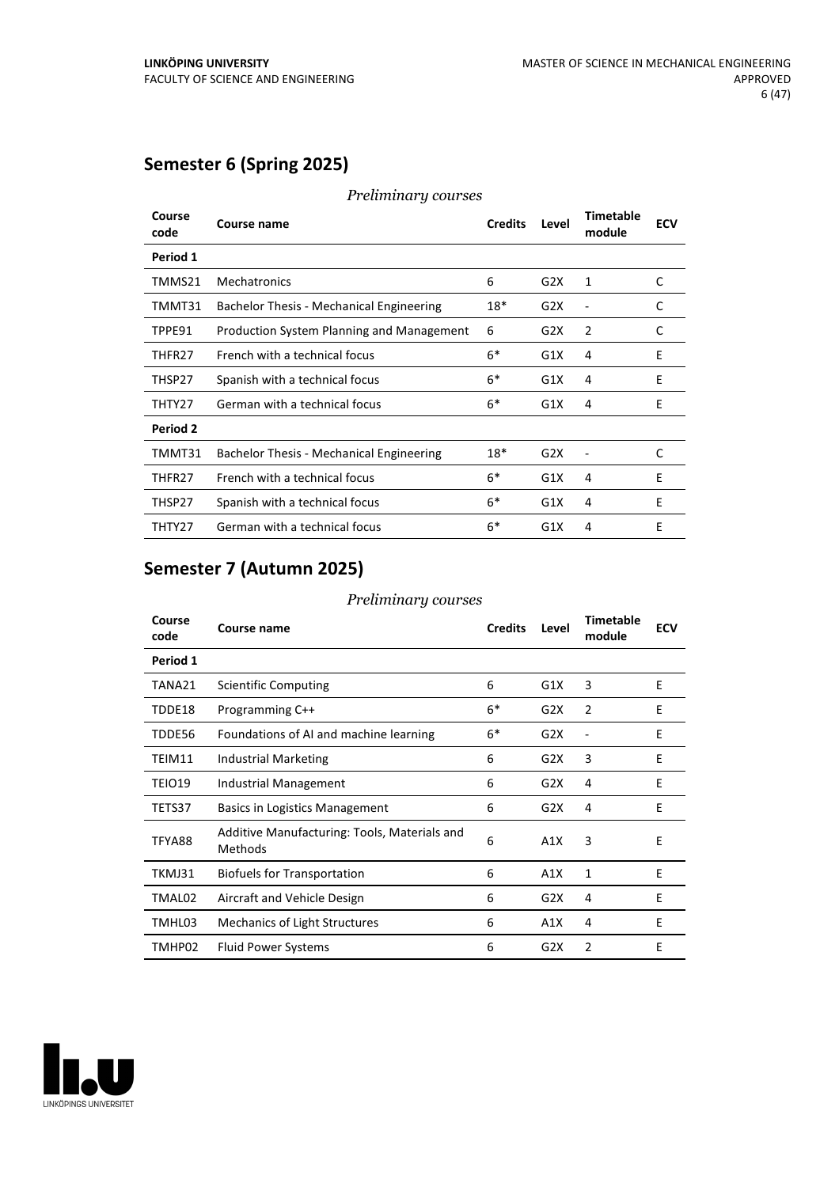## Semester 6 (Spring 2025)

*Preliminary courses*

| Course code | Course name | Credits | Level | Timetable module | ECV |
|---|---|---|---|---|---|
| **Period 1** | | | | | |
| TMMS21 | Mechatronics | 6 | G2X | 1 | C |
| TMMT31 | Bachelor Thesis - Mechanical Engineering | 18* | G2X | - | C |
| TPPE91 | Production System Planning and Management | 6 | G2X | 2 | C |
| THFR27 | French with a technical focus | 6* | G1X | 4 | E |
| THSP27 | Spanish with a technical focus | 6* | G1X | 4 | E |
| THTY27 | German with a technical focus | 6* | G1X | 4 | E |
| **Period 2** | | | | | |
| TMMT31 | Bachelor Thesis - Mechanical Engineering | 18* | G2X | - | C |
| THFR27 | French with a technical focus | 6* | G1X | 4 | E |
| THSP27 | Spanish with a technical focus | 6* | G1X | 4 | E |
| THTY27 | German with a technical focus | 6* | G1X | 4 | E |

## Semester 7 (Autumn 2025)

*Preliminary courses*

| Course code | Course name | Credits | Level | Timetable module | ECV |
|---|---|---|---|---|---|
| **Period 1** | | | | | |
| TANA21 | Scientific Computing | 6 | G1X | 3 | E |
| TDDE18 | Programming C++ | 6* | G2X | 2 | E |
| TDDE56 | Foundations of AI and machine learning | 6* | G2X | - | E |
| TEIM11 | Industrial Marketing | 6 | G2X | 3 | E |
| TEIO19 | Industrial Management | 6 | G2X | 4 | E |
| TETS37 | Basics in Logistics Management | 6 | G2X | 4 | E |
| TFYA88 | Additive Manufacturing: Tools, Materials and Methods | 6 | A1X | 3 | E |
| TKMJ31 | Biofuels for Transportation | 6 | A1X | 1 | E |
| TMAL02 | Aircraft and Vehicle Design | 6 | G2X | 4 | E |
| TMHL03 | Mechanics of Light Structures | 6 | A1X | 4 | E |
| TMHP02 | Fluid Power Systems | 6 | G2X | 2 | E |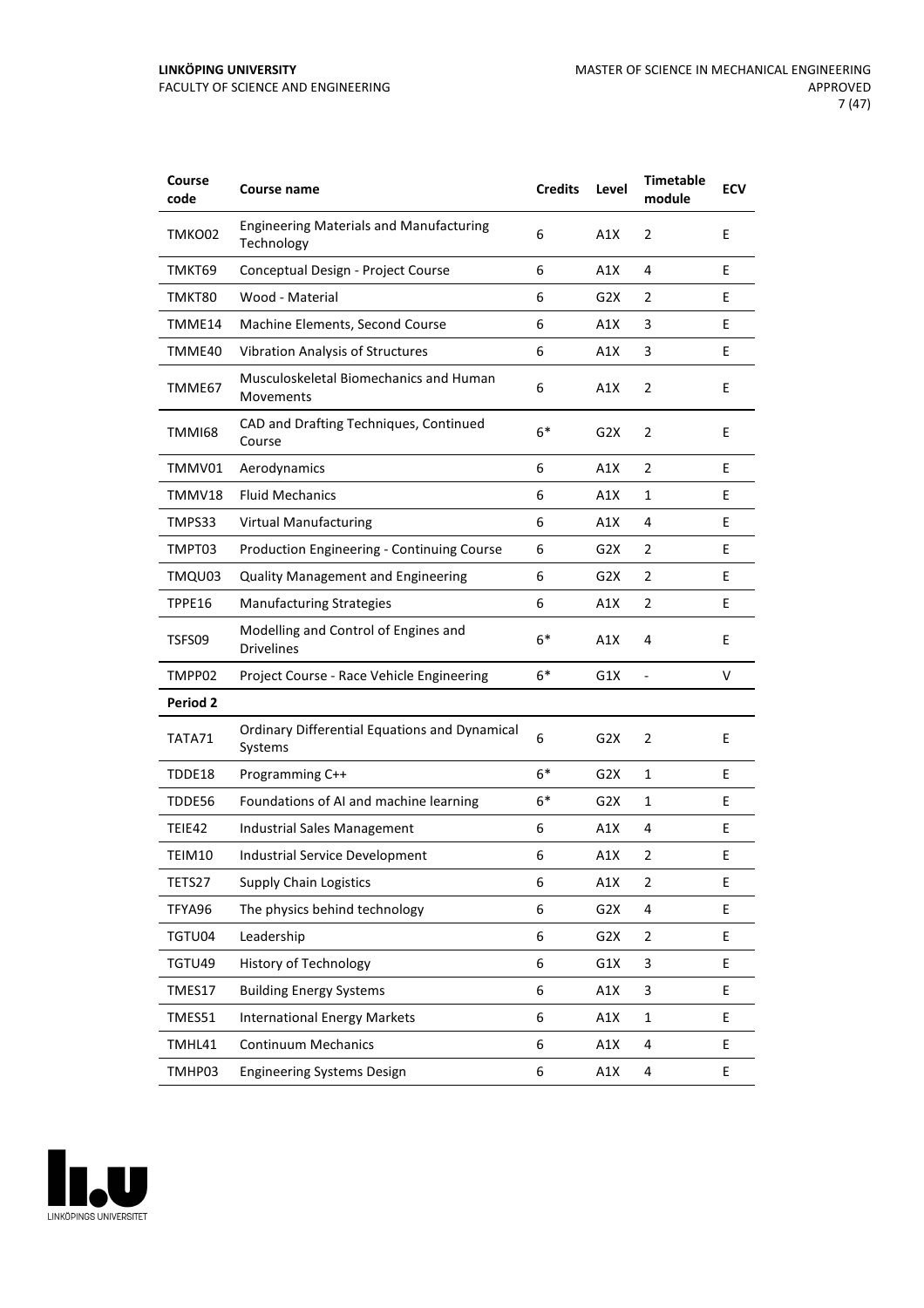| Course code | Course name | Credits | Level | Timetable module | ECV |
|---|---|---|---|---|---|
| TMKO02 | Engineering Materials and Manufacturing Technology | 6 | A1X | 2 | E |
| TMKT69 | Conceptual Design - Project Course | 6 | A1X | 4 | E |
| TMKT80 | Wood - Material | 6 | G2X | 2 | E |
| TMME14 | Machine Elements, Second Course | 6 | A1X | 3 | E |
| TMME40 | Vibration Analysis of Structures | 6 | A1X | 3 | E |
| TMME67 | Musculoskeletal Biomechanics and Human Movements | 6 | A1X | 2 | E |
| TMMI68 | CAD and Drafting Techniques, Continued Course | 6* | G2X | 2 | E |
| TMMV01 | Aerodynamics | 6 | A1X | 2 | E |
| TMMV18 | Fluid Mechanics | 6 | A1X | 1 | E |
| TMPS33 | Virtual Manufacturing | 6 | A1X | 4 | E |
| TMPT03 | Production Engineering - Continuing Course | 6 | G2X | 2 | E |
| TMQU03 | Quality Management and Engineering | 6 | G2X | 2 | E |
| TPPE16 | Manufacturing Strategies | 6 | A1X | 2 | E |
| TSFS09 | Modelling and Control of Engines and Drivelines | 6* | A1X | 4 | E |
| TMPP02 | Project Course - Race Vehicle Engineering | 6* | G1X | - | V |
| **Period 2** | | | | | |
| TATA71 | Ordinary Differential Equations and Dynamical Systems | 6 | G2X | 2 | E |
| TDDE18 | Programming C++ | 6* | G2X | 1 | E |
| TDDE56 | Foundations of AI and machine learning | 6* | G2X | 1 | E |
| TEIE42 | Industrial Sales Management | 6 | A1X | 4 | E |
| TEIM10 | Industrial Service Development | 6 | A1X | 2 | E |
| TETS27 | Supply Chain Logistics | 6 | A1X | 2 | E |
| TFYA96 | The physics behind technology | 6 | G2X | 4 | E |
| TGTU04 | Leadership | 6 | G2X | 2 | E |
| TGTU49 | History of Technology | 6 | G1X | 3 | E |
| TMES17 | Building Energy Systems | 6 | A1X | 3 | E |
| TMES51 | International Energy Markets | 6 | A1X | 1 | E |
| TMHL41 | Continuum Mechanics | 6 | A1X | 4 | E |
| TMHP03 | Engineering Systems Design | 6 | A1X | 4 | E |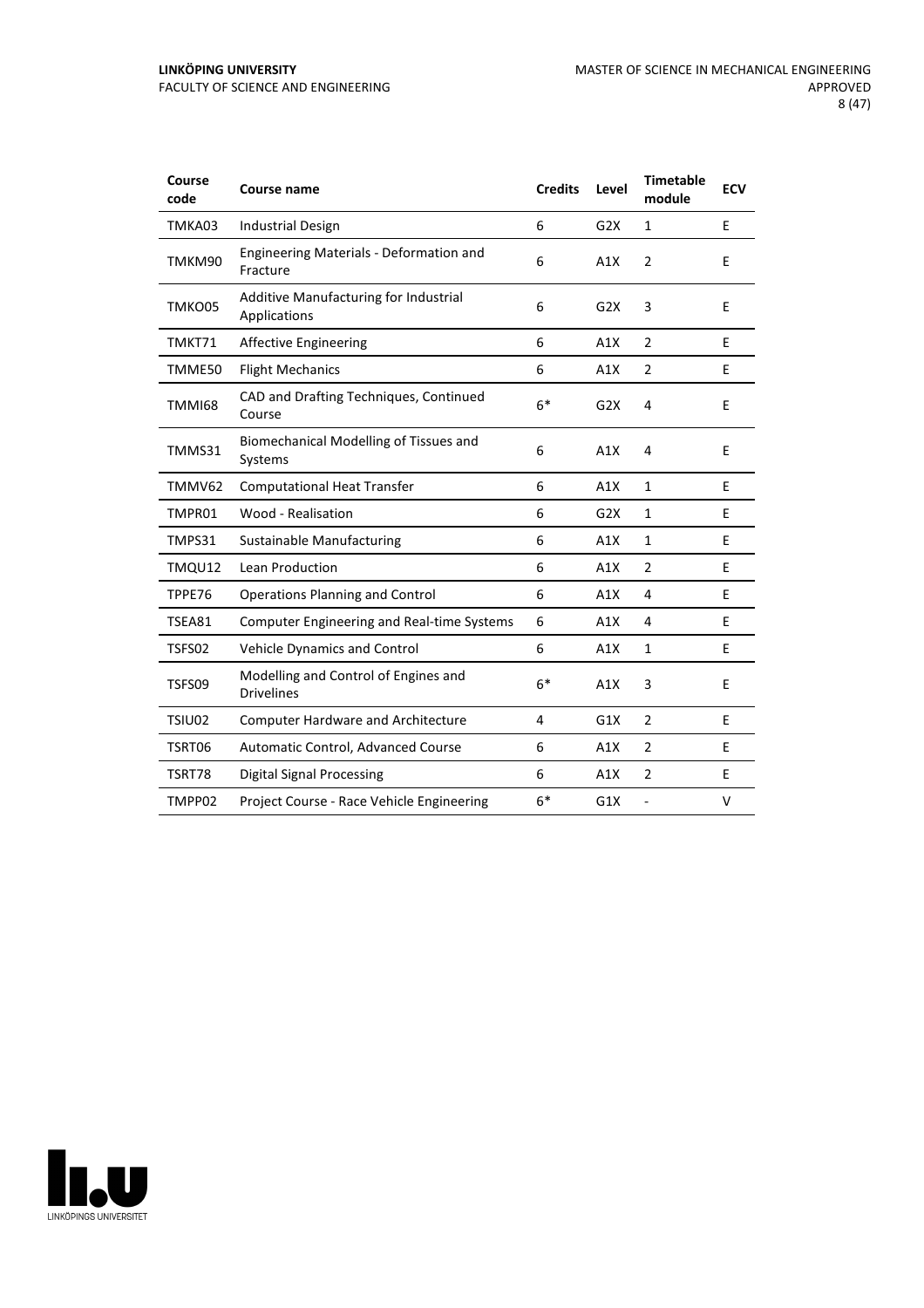| Course code | Course name | Credits | Level | Timetable module | ECV |
|---|---|---|---|---|---|
| TMKA03 | Industrial Design | 6 | G2X | 1 | E |
| TMKM90 | Engineering Materials - Deformation and Fracture | 6 | A1X | 2 | E |
| TMKO05 | Additive Manufacturing for Industrial Applications | 6 | G2X | 3 | E |
| TMKT71 | Affective Engineering | 6 | A1X | 2 | E |
| TMME50 | Flight Mechanics | 6 | A1X | 2 | E |
| TMMI68 | CAD and Drafting Techniques, Continued Course | 6* | G2X | 4 | E |
| TMMS31 | Biomechanical Modelling of Tissues and Systems | 6 | A1X | 4 | E |
| TMMV62 | Computational Heat Transfer | 6 | A1X | 1 | E |
| TMPR01 | Wood - Realisation | 6 | G2X | 1 | E |
| TMPS31 | Sustainable Manufacturing | 6 | A1X | 1 | E |
| TMQU12 | Lean Production | 6 | A1X | 2 | E |
| TPPE76 | Operations Planning and Control | 6 | A1X | 4 | E |
| TSEA81 | Computer Engineering and Real-time Systems | 6 | A1X | 4 | E |
| TSFS02 | Vehicle Dynamics and Control | 6 | A1X | 1 | E |
| TSFS09 | Modelling and Control of Engines and Drivelines | 6* | A1X | 3 | E |
| TSIU02 | Computer Hardware and Architecture | 4 | G1X | 2 | E |
| TSRT06 | Automatic Control, Advanced Course | 6 | A1X | 2 | E |
| TSRT78 | Digital Signal Processing | 6 | A1X | 2 | E |
| TMPP02 | Project Course - Race Vehicle Engineering | 6* | G1X | - | V |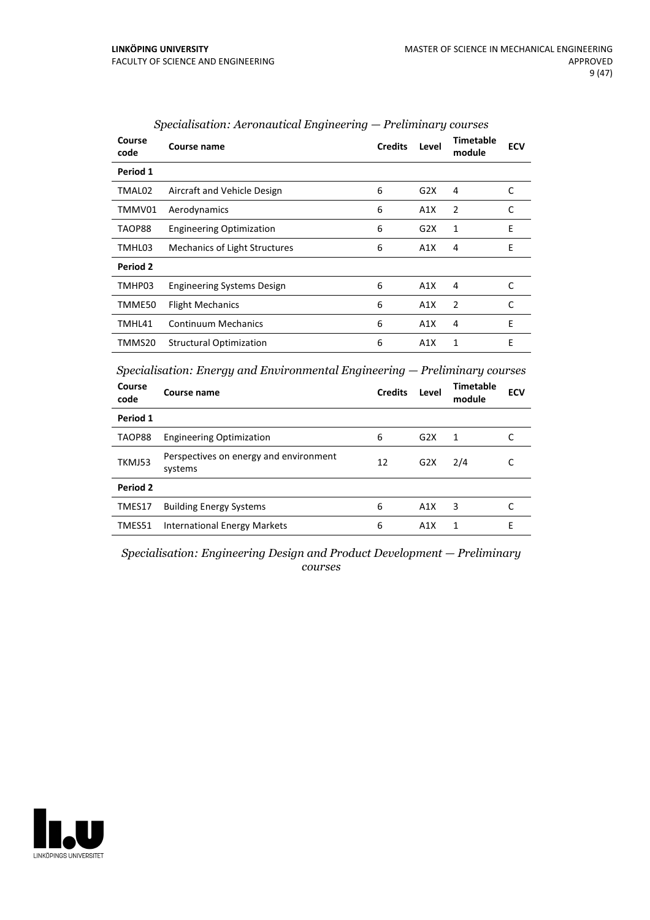*Specialisation: Aeronautical Engineering — Preliminary courses*

| Course code | Course name | Credits | Level | Timetable module | ECV |
|---|---|---|---|---|---|
| **Period 1** | | | | | |
| TMAL02 | Aircraft and Vehicle Design | 6 | G2X | 4 | C |
| TMMV01 | Aerodynamics | 6 | A1X | 2 | C |
| TAOP88 | Engineering Optimization | 6 | G2X | 1 | E |
| TMHL03 | Mechanics of Light Structures | 6 | A1X | 4 | E |
| **Period 2** | | | | | |
| TMHP03 | Engineering Systems Design | 6 | A1X | 4 | C |
| TMME50 | Flight Mechanics | 6 | A1X | 2 | C |
| TMHL41 | Continuum Mechanics | 6 | A1X | 4 | E |
| TMMS20 | Structural Optimization | 6 | A1X | 1 | E |

*Specialisation: Energy and Environmental Engineering — Preliminary courses*

| Course code | Course name | Credits | Level | Timetable module | ECV |
|---|---|---|---|---|---|
| **Period 1** | | | | | |
| TAOP88 | Engineering Optimization | 6 | G2X | 1 | C |
| TKMJ53 | Perspectives on energy and environment systems | 12 | G2X | 2/4 | C |
| **Period 2** | | | | | |
| TMES17 | Building Energy Systems | 6 | A1X | 3 | C |
| TMES51 | International Energy Markets | 6 | A1X | 1 | E |

*Specialisation: Engineering Design and Product Development — Preliminary courses*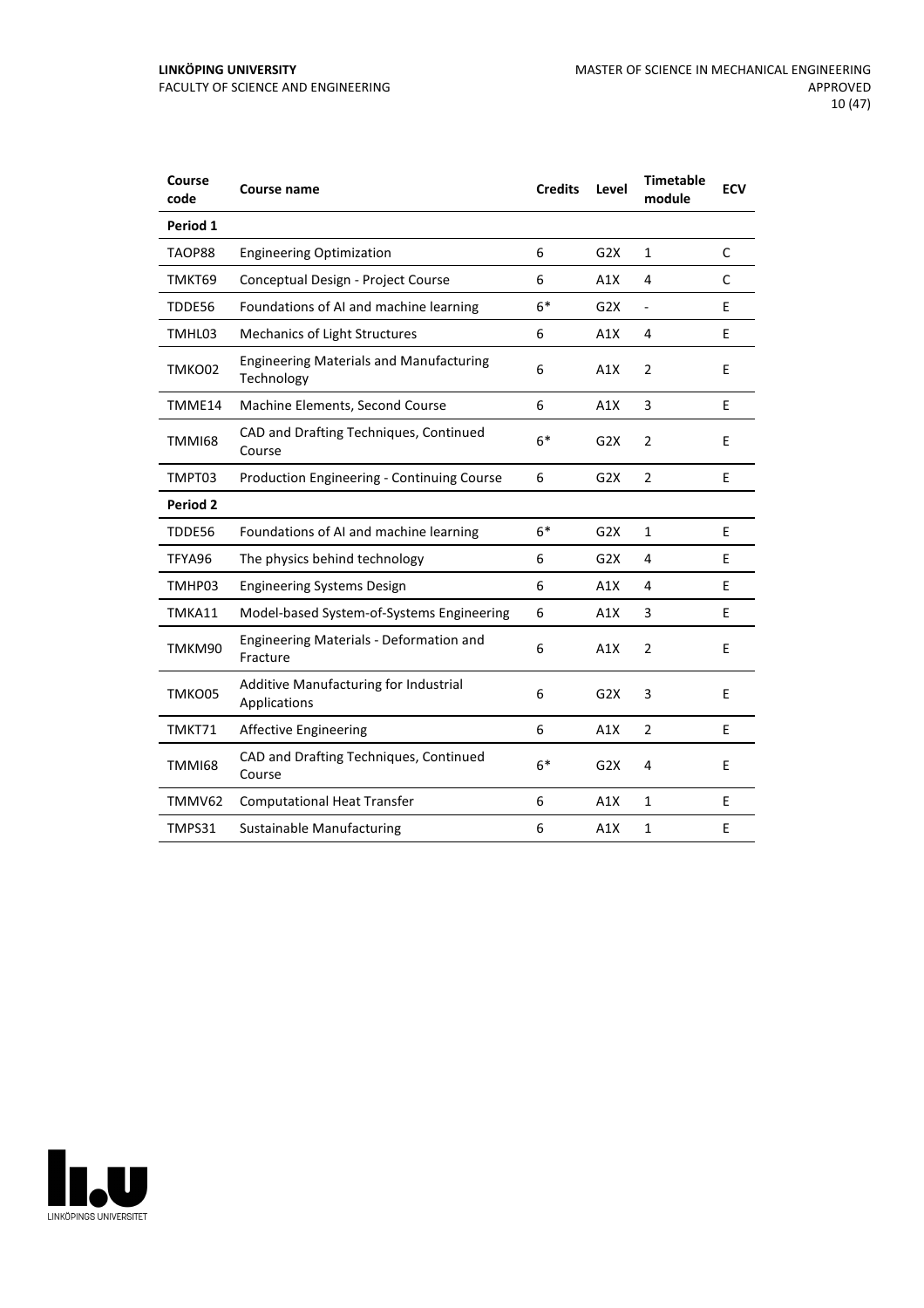| Course code | Course name | Credits | Level | Timetable module | ECV |
|---|---|---|---|---|---|
| **Period 1** | | | | | |
| TAOP88 | Engineering Optimization | 6 | G2X | 1 | C |
| TMKT69 | Conceptual Design - Project Course | 6 | A1X | 4 | C |
| TDDE56 | Foundations of AI and machine learning | 6* | G2X | - | E |
| TMHL03 | Mechanics of Light Structures | 6 | A1X | 4 | E |
| TMKO02 | Engineering Materials and Manufacturing Technology | 6 | A1X | 2 | E |
| TMME14 | Machine Elements, Second Course | 6 | A1X | 3 | E |
| TMMI68 | CAD and Drafting Techniques, Continued Course | 6* | G2X | 2 | E |
| TMPT03 | Production Engineering - Continuing Course | 6 | G2X | 2 | E |
| **Period 2** | | | | | |
| TDDE56 | Foundations of AI and machine learning | 6* | G2X | 1 | E |
| TFYA96 | The physics behind technology | 6 | G2X | 4 | E |
| TMHP03 | Engineering Systems Design | 6 | A1X | 4 | E |
| TMKA11 | Model-based System-of-Systems Engineering | 6 | A1X | 3 | E |
| TMKM90 | Engineering Materials - Deformation and Fracture | 6 | A1X | 2 | E |
| TMKO05 | Additive Manufacturing for Industrial Applications | 6 | G2X | 3 | E |
| TMKT71 | Affective Engineering | 6 | A1X | 2 | E |
| TMMI68 | CAD and Drafting Techniques, Continued Course | 6* | G2X | 4 | E |
| TMMV62 | Computational Heat Transfer | 6 | A1X | 1 | E |
| TMPS31 | Sustainable Manufacturing | 6 | A1X | 1 | E |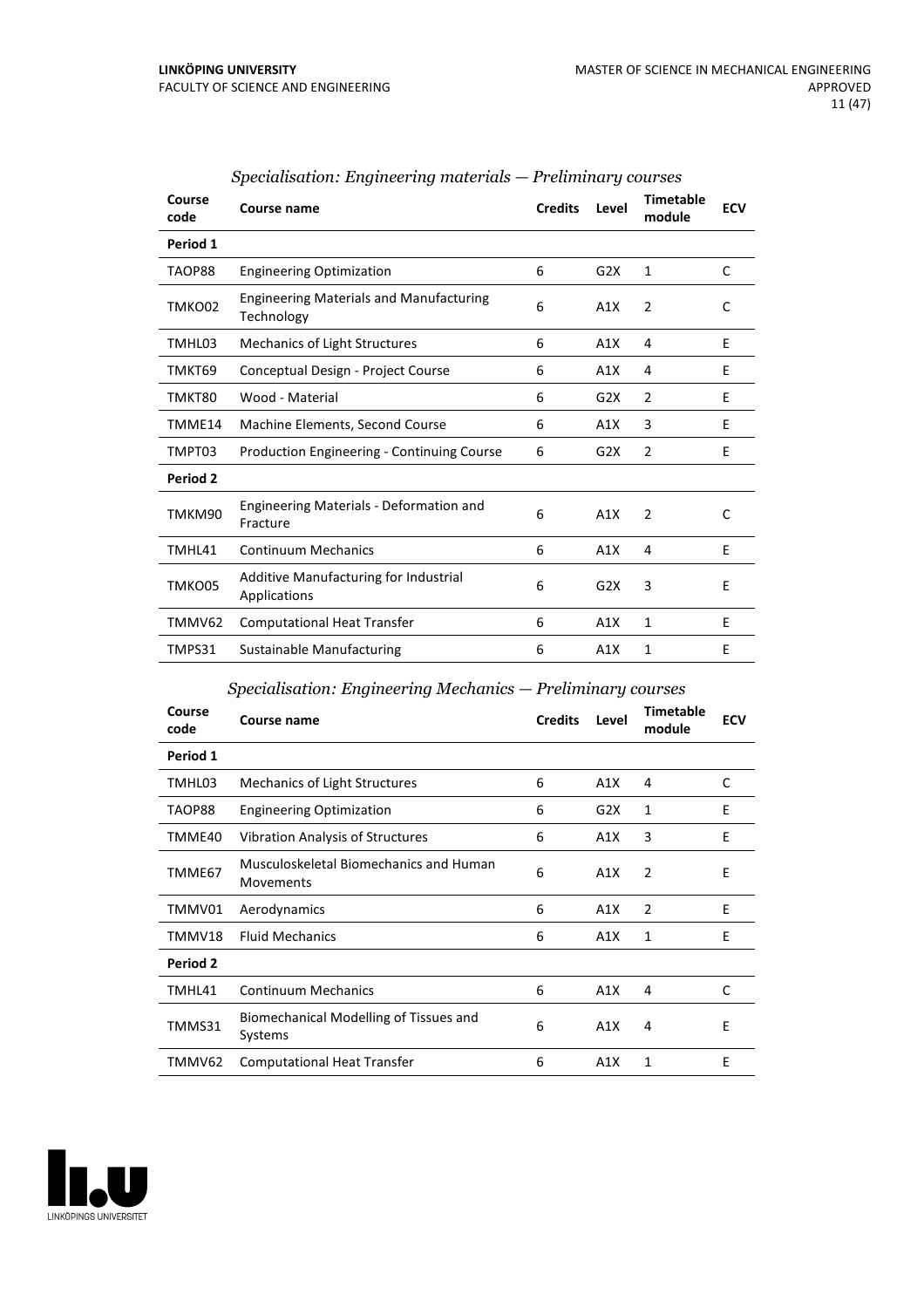*Specialisation: Engineering materials — Preliminary courses*

| Course code | Course name | Credits | Level | Timetable module | ECV |
|---|---|---|---|---|---|
| **Period 1** | | | | | |
| TAOP88 | Engineering Optimization | 6 | G2X | 1 | C |
| TMKO02 | Engineering Materials and Manufacturing Technology | 6 | A1X | 2 | C |
| TMHL03 | Mechanics of Light Structures | 6 | A1X | 4 | E |
| TMKT69 | Conceptual Design - Project Course | 6 | A1X | 4 | E |
| TMKT80 | Wood - Material | 6 | G2X | 2 | E |
| TMME14 | Machine Elements, Second Course | 6 | A1X | 3 | E |
| TMPT03 | Production Engineering - Continuing Course | 6 | G2X | 2 | E |
| **Period 2** | | | | | |
| TMKM90 | Engineering Materials - Deformation and Fracture | 6 | A1X | 2 | C |
| TMHL41 | Continuum Mechanics | 6 | A1X | 4 | E |
| TMKO05 | Additive Manufacturing for Industrial Applications | 6 | G2X | 3 | E |
| TMMV62 | Computational Heat Transfer | 6 | A1X | 1 | E |
| TMPS31 | Sustainable Manufacturing | 6 | A1X | 1 | E |

*Specialisation: Engineering Mechanics — Preliminary courses*

| Course code | Course name | Credits | Level | Timetable module | ECV |
|---|---|---|---|---|---|
| **Period 1** | | | | | |
| TMHL03 | Mechanics of Light Structures | 6 | A1X | 4 | C |
| TAOP88 | Engineering Optimization | 6 | G2X | 1 | E |
| TMME40 | Vibration Analysis of Structures | 6 | A1X | 3 | E |
| TMME67 | Musculoskeletal Biomechanics and Human Movements | 6 | A1X | 2 | E |
| TMMV01 | Aerodynamics | 6 | A1X | 2 | E |
| TMMV18 | Fluid Mechanics | 6 | A1X | 1 | E |
| **Period 2** | | | | | |
| TMHL41 | Continuum Mechanics | 6 | A1X | 4 | C |
| TMMS31 | Biomechanical Modelling of Tissues and Systems | 6 | A1X | 4 | E |
| TMMV62 | Computational Heat Transfer | 6 | A1X | 1 | E |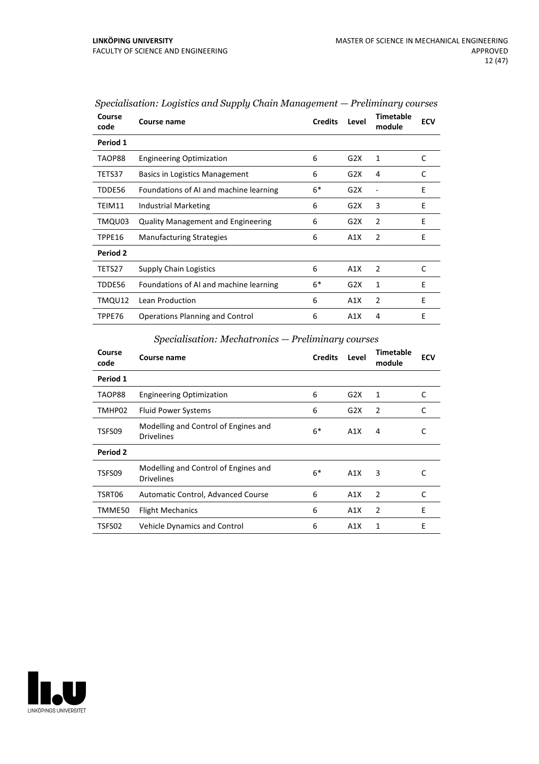*Specialisation: Logistics and Supply Chain Management — Preliminary courses*

| Course code | Course name | Credits | Level | Timetable module | ECV |
|---|---|---|---|---|---|
| **Period 1** | | | | | |
| TAOP88 | Engineering Optimization | 6 | G2X | 1 | C |
| TETS37 | Basics in Logistics Management | 6 | G2X | 4 | C |
| TDDE56 | Foundations of AI and machine learning | 6* | G2X | - | E |
| TEIM11 | Industrial Marketing | 6 | G2X | 3 | E |
| TMQU03 | Quality Management and Engineering | 6 | G2X | 2 | E |
| TPPE16 | Manufacturing Strategies | 6 | A1X | 2 | E |
| **Period 2** | | | | | |
| TETS27 | Supply Chain Logistics | 6 | A1X | 2 | C |
| TDDE56 | Foundations of AI and machine learning | 6* | G2X | 1 | E |
| TMQU12 | Lean Production | 6 | A1X | 2 | E |
| TPPE76 | Operations Planning and Control | 6 | A1X | 4 | E |

*Specialisation: Mechatronics — Preliminary courses*

| Course code | Course name | Credits | Level | Timetable module | ECV |
|---|---|---|---|---|---|
| **Period 1** | | | | | |
| TAOP88 | Engineering Optimization | 6 | G2X | 1 | C |
| TMHP02 | Fluid Power Systems | 6 | G2X | 2 | C |
| TSFS09 | Modelling and Control of Engines and Drivelines | 6* | A1X | 4 | C |
| **Period 2** | | | | | |
| TSFS09 | Modelling and Control of Engines and Drivelines | 6* | A1X | 3 | C |
| TSRT06 | Automatic Control, Advanced Course | 6 | A1X | 2 | C |
| TMME50 | Flight Mechanics | 6 | A1X | 2 | E |
| TSFS02 | Vehicle Dynamics and Control | 6 | A1X | 1 | E |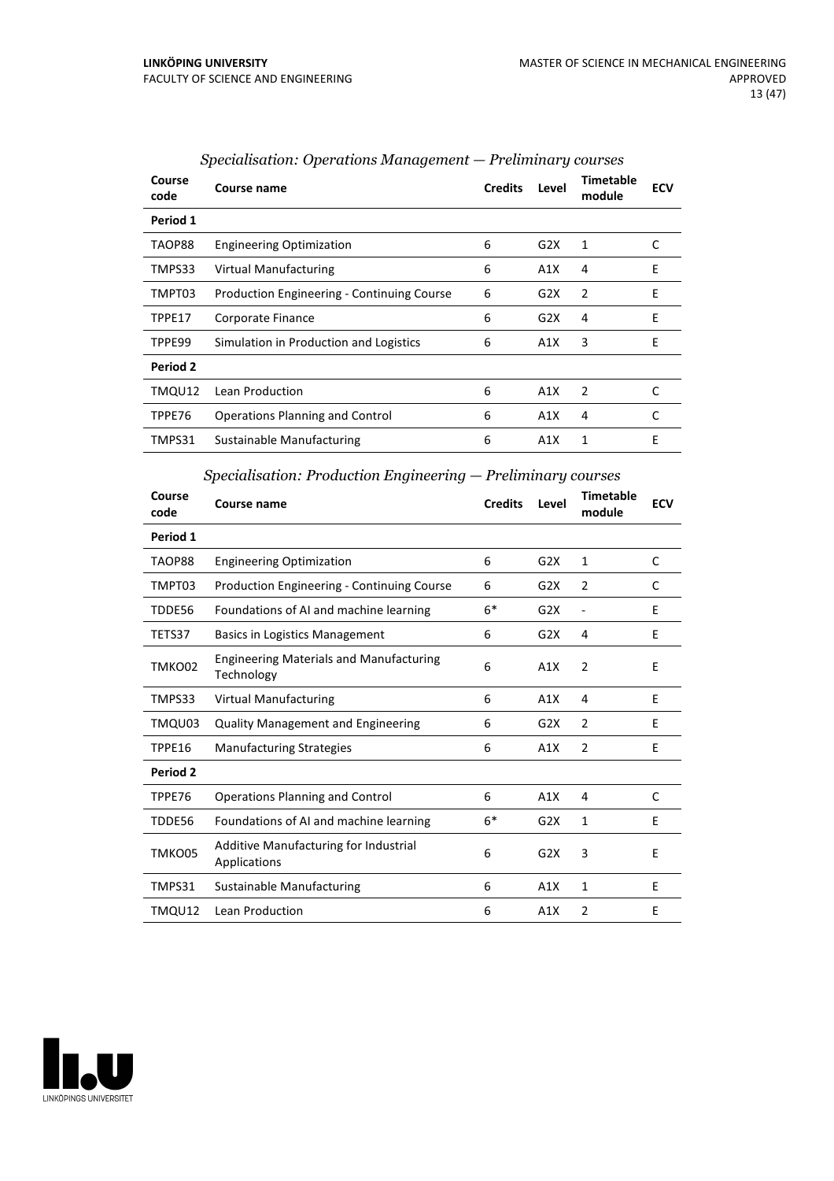*Specialisation: Operations Management — Preliminary courses*

| Course code | Course name | Credits | Level | Timetable module | ECV |
|---|---|---|---|---|---|
| **Period 1** | | | | | |
| TAOP88 | Engineering Optimization | 6 | G2X | 1 | C |
| TMPS33 | Virtual Manufacturing | 6 | A1X | 4 | E |
| TMPT03 | Production Engineering - Continuing Course | 6 | G2X | 2 | E |
| TPPE17 | Corporate Finance | 6 | G2X | 4 | E |
| TPPE99 | Simulation in Production and Logistics | 6 | A1X | 3 | E |
| **Period 2** | | | | | |
| TMQU12 | Lean Production | 6 | A1X | 2 | C |
| TPPE76 | Operations Planning and Control | 6 | A1X | 4 | C |
| TMPS31 | Sustainable Manufacturing | 6 | A1X | 1 | E |

*Specialisation: Production Engineering — Preliminary courses*

| Course code | Course name | Credits | Level | Timetable module | ECV |
|---|---|---|---|---|---|
| **Period 1** | | | | | |
| TAOP88 | Engineering Optimization | 6 | G2X | 1 | C |
| TMPT03 | Production Engineering - Continuing Course | 6 | G2X | 2 | C |
| TDDE56 | Foundations of AI and machine learning | 6* | G2X | - | E |
| TETS37 | Basics in Logistics Management | 6 | G2X | 4 | E |
| TMKO02 | Engineering Materials and Manufacturing Technology | 6 | A1X | 2 | E |
| TMPS33 | Virtual Manufacturing | 6 | A1X | 4 | E |
| TMQU03 | Quality Management and Engineering | 6 | G2X | 2 | E |
| TPPE16 | Manufacturing Strategies | 6 | A1X | 2 | E |
| **Period 2** | | | | | |
| TPPE76 | Operations Planning and Control | 6 | A1X | 4 | C |
| TDDE56 | Foundations of AI and machine learning | 6* | G2X | 1 | E |
| TMKO05 | Additive Manufacturing for Industrial Applications | 6 | G2X | 3 | E |
| TMPS31 | Sustainable Manufacturing | 6 | A1X | 1 | E |
| TMQU12 | Lean Production | 6 | A1X | 2 | E |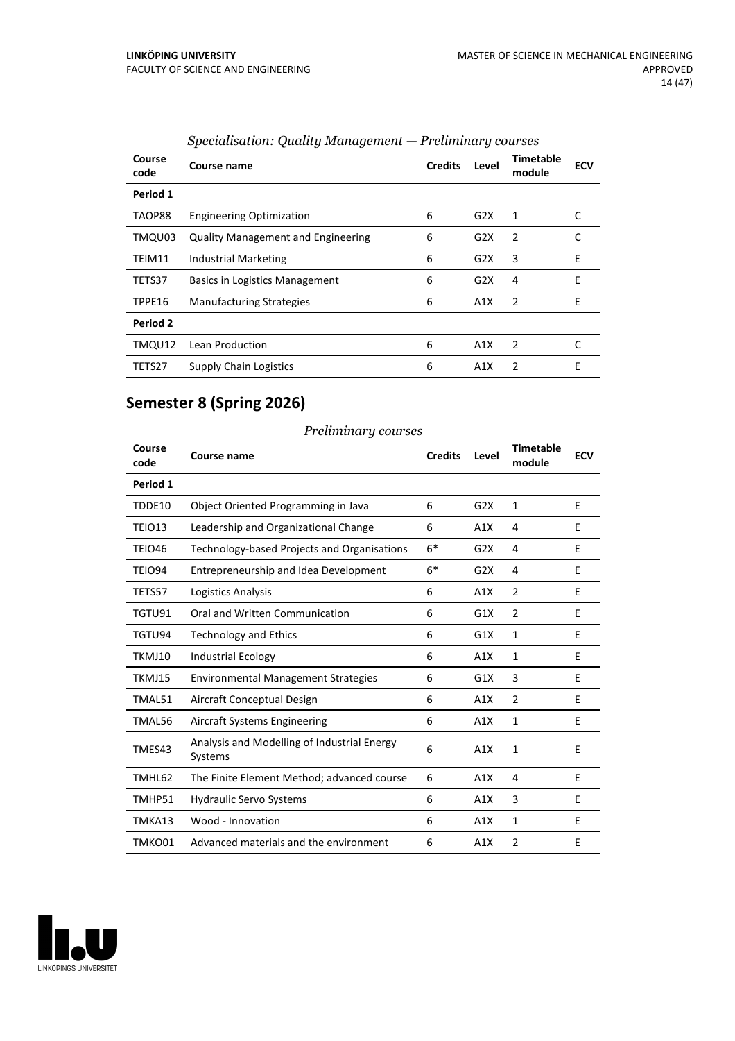*Specialisation: Quality Management — Preliminary courses*

| Course code | Course name | Credits | Level | Timetable module | ECV |
|---|---|---|---|---|---|
| **Period 1** | | | | | |
| TAOP88 | Engineering Optimization | 6 | G2X | 1 | C |
| TMQU03 | Quality Management and Engineering | 6 | G2X | 2 | C |
| TEIM11 | Industrial Marketing | 6 | G2X | 3 | E |
| TETS37 | Basics in Logistics Management | 6 | G2X | 4 | E |
| TPPE16 | Manufacturing Strategies | 6 | A1X | 2 | E |
| **Period 2** | | | | | |
| TMQU12 | Lean Production | 6 | A1X | 2 | C |
| TETS27 | Supply Chain Logistics | 6 | A1X | 2 | E |

## Semester 8 (Spring 2026)

*Preliminary courses*

| Course code | Course name | Credits | Level | Timetable module | ECV |
|---|---|---|---|---|---|
| **Period 1** | | | | | |
| TDDE10 | Object Oriented Programming in Java | 6 | G2X | 1 | E |
| TEIO13 | Leadership and Organizational Change | 6 | A1X | 4 | E |
| TEIO46 | Technology-based Projects and Organisations | 6* | G2X | 4 | E |
| TEIO94 | Entrepreneurship and Idea Development | 6* | G2X | 4 | E |
| TETS57 | Logistics Analysis | 6 | A1X | 2 | E |
| TGTU91 | Oral and Written Communication | 6 | G1X | 2 | E |
| TGTU94 | Technology and Ethics | 6 | G1X | 1 | E |
| TKMJ10 | Industrial Ecology | 6 | A1X | 1 | E |
| TKMJ15 | Environmental Management Strategies | 6 | G1X | 3 | E |
| TMAL51 | Aircraft Conceptual Design | 6 | A1X | 2 | E |
| TMAL56 | Aircraft Systems Engineering | 6 | A1X | 1 | E |
| TMES43 | Analysis and Modelling of Industrial Energy Systems | 6 | A1X | 1 | E |
| TMHL62 | The Finite Element Method; advanced course | 6 | A1X | 4 | E |
| TMHP51 | Hydraulic Servo Systems | 6 | A1X | 3 | E |
| TMKA13 | Wood - Innovation | 6 | A1X | 1 | E |
| TMKO01 | Advanced materials and the environment | 6 | A1X | 2 | E |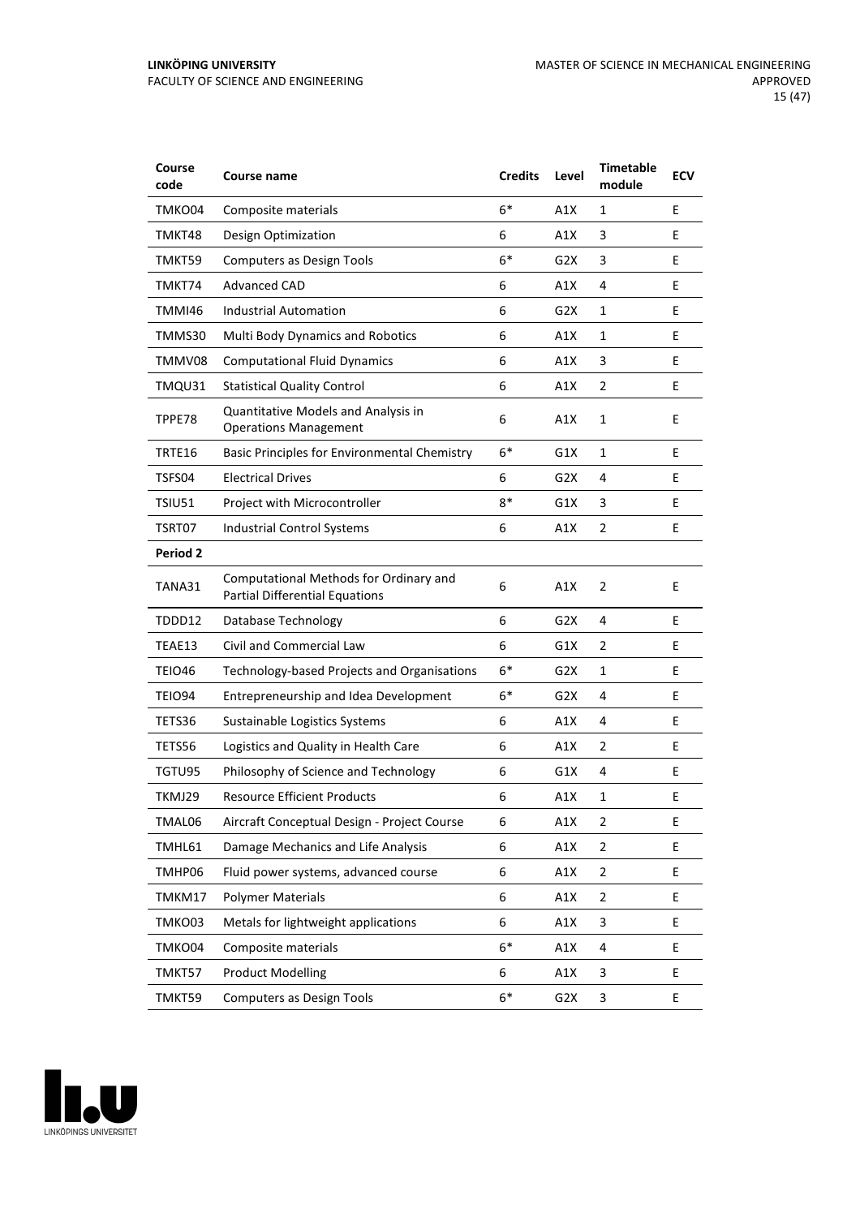| Course code | Course name | Credits | Level | Timetable module | ECV |
|---|---|---|---|---|---|
| TMKO04 | Composite materials | 6* | A1X | 1 | E |
| TMKT48 | Design Optimization | 6 | A1X | 3 | E |
| TMKT59 | Computers as Design Tools | 6* | G2X | 3 | E |
| TMKT74 | Advanced CAD | 6 | A1X | 4 | E |
| TMMI46 | Industrial Automation | 6 | G2X | 1 | E |
| TMMS30 | Multi Body Dynamics and Robotics | 6 | A1X | 1 | E |
| TMMV08 | Computational Fluid Dynamics | 6 | A1X | 3 | E |
| TMQU31 | Statistical Quality Control | 6 | A1X | 2 | E |
| TPPE78 | Quantitative Models and Analysis in Operations Management | 6 | A1X | 1 | E |
| TRTE16 | Basic Principles for Environmental Chemistry | 6* | G1X | 1 | E |
| TSFS04 | Electrical Drives | 6 | G2X | 4 | E |
| TSIU51 | Project with Microcontroller | 8* | G1X | 3 | E |
| TSRT07 | Industrial Control Systems | 6 | A1X | 2 | E |
| **Period 2** | | | | | |
| TANA31 | Computational Methods for Ordinary and Partial Differential Equations | 6 | A1X | 2 | E |
| TDDD12 | Database Technology | 6 | G2X | 4 | E |
| TEAE13 | Civil and Commercial Law | 6 | G1X | 2 | E |
| TEIO46 | Technology-based Projects and Organisations | 6* | G2X | 1 | E |
| TEIO94 | Entrepreneurship and Idea Development | 6* | G2X | 4 | E |
| TETS36 | Sustainable Logistics Systems | 6 | A1X | 4 | E |
| TETS56 | Logistics and Quality in Health Care | 6 | A1X | 2 | E |
| TGTU95 | Philosophy of Science and Technology | 6 | G1X | 4 | E |
| TKMJ29 | Resource Efficient Products | 6 | A1X | 1 | E |
| TMAL06 | Aircraft Conceptual Design - Project Course | 6 | A1X | 2 | E |
| TMHL61 | Damage Mechanics and Life Analysis | 6 | A1X | 2 | E |
| TMHP06 | Fluid power systems, advanced course | 6 | A1X | 2 | E |
| TMKM17 | Polymer Materials | 6 | A1X | 2 | E |
| TMKO03 | Metals for lightweight applications | 6 | A1X | 3 | E |
| TMKO04 | Composite materials | 6* | A1X | 4 | E |
| TMKT57 | Product Modelling | 6 | A1X | 3 | E |
| TMKT59 | Computers as Design Tools | 6* | G2X | 3 | E |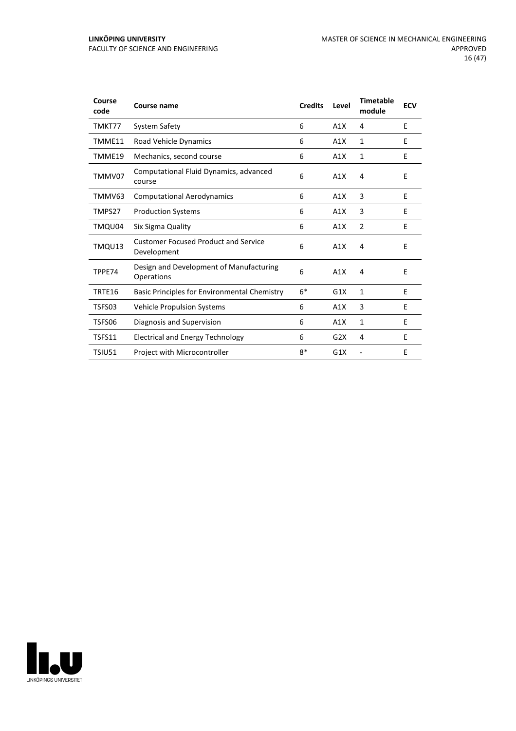| Course code | Course name | Credits | Level | Timetable module | ECV |
|---|---|---|---|---|---|
| TMKT77 | System Safety | 6 | A1X | 4 | E |
| TMME11 | Road Vehicle Dynamics | 6 | A1X | 1 | E |
| TMME19 | Mechanics, second course | 6 | A1X | 1 | E |
| TMMV07 | Computational Fluid Dynamics, advanced course | 6 | A1X | 4 | E |
| TMMV63 | Computational Aerodynamics | 6 | A1X | 3 | E |
| TMPS27 | Production Systems | 6 | A1X | 3 | E |
| TMQU04 | Six Sigma Quality | 6 | A1X | 2 | E |
| TMQU13 | Customer Focused Product and Service Development | 6 | A1X | 4 | E |
| TPPE74 | Design and Development of Manufacturing Operations | 6 | A1X | 4 | E |
| TRTE16 | Basic Principles for Environmental Chemistry | 6* | G1X | 1 | E |
| TSFS03 | Vehicle Propulsion Systems | 6 | A1X | 3 | E |
| TSFS06 | Diagnosis and Supervision | 6 | A1X | 1 | E |
| TSFS11 | Electrical and Energy Technology | 6 | G2X | 4 | E |
| TSIU51 | Project with Microcontroller | 8* | G1X | - | E |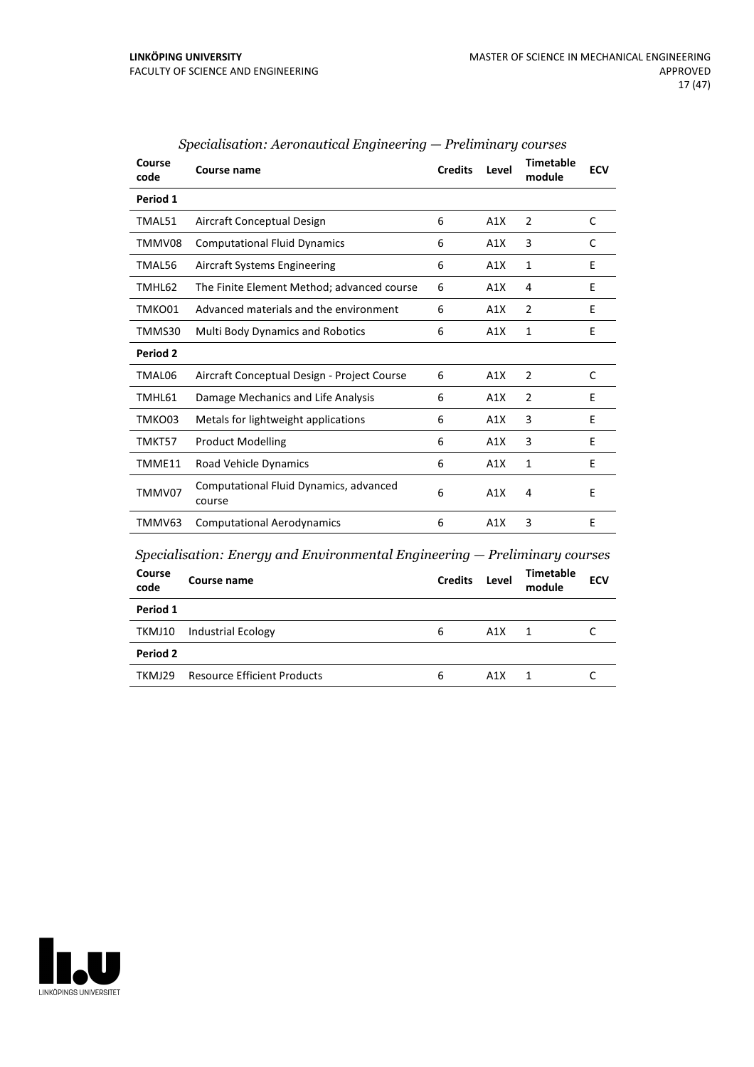*Specialisation: Aeronautical Engineering — Preliminary courses*

| Course code | Course name | Credits | Level | Timetable module | ECV |
|---|---|---|---|---|---|
| **Period 1** | | | | | |
| TMAL51 | Aircraft Conceptual Design | 6 | A1X | 2 | C |
| TMMV08 | Computational Fluid Dynamics | 6 | A1X | 3 | C |
| TMAL56 | Aircraft Systems Engineering | 6 | A1X | 1 | E |
| TMHL62 | The Finite Element Method; advanced course | 6 | A1X | 4 | E |
| TMKO01 | Advanced materials and the environment | 6 | A1X | 2 | E |
| TMMS30 | Multi Body Dynamics and Robotics | 6 | A1X | 1 | E |
| **Period 2** | | | | | |
| TMAL06 | Aircraft Conceptual Design - Project Course | 6 | A1X | 2 | C |
| TMHL61 | Damage Mechanics and Life Analysis | 6 | A1X | 2 | E |
| TMKO03 | Metals for lightweight applications | 6 | A1X | 3 | E |
| TMKT57 | Product Modelling | 6 | A1X | 3 | E |
| TMME11 | Road Vehicle Dynamics | 6 | A1X | 1 | E |
| TMMV07 | Computational Fluid Dynamics, advanced course | 6 | A1X | 4 | E |
| TMMV63 | Computational Aerodynamics | 6 | A1X | 3 | E |

*Specialisation: Energy and Environmental Engineering — Preliminary courses*

| Course code | Course name | Credits | Level | Timetable module | ECV |
|---|---|---|---|---|---|
| **Period 1** | | | | | |
| TKMJ10 | Industrial Ecology | 6 | A1X | 1 | C |
| **Period 2** | | | | | |
| TKMJ29 | Resource Efficient Products | 6 | A1X | 1 | C |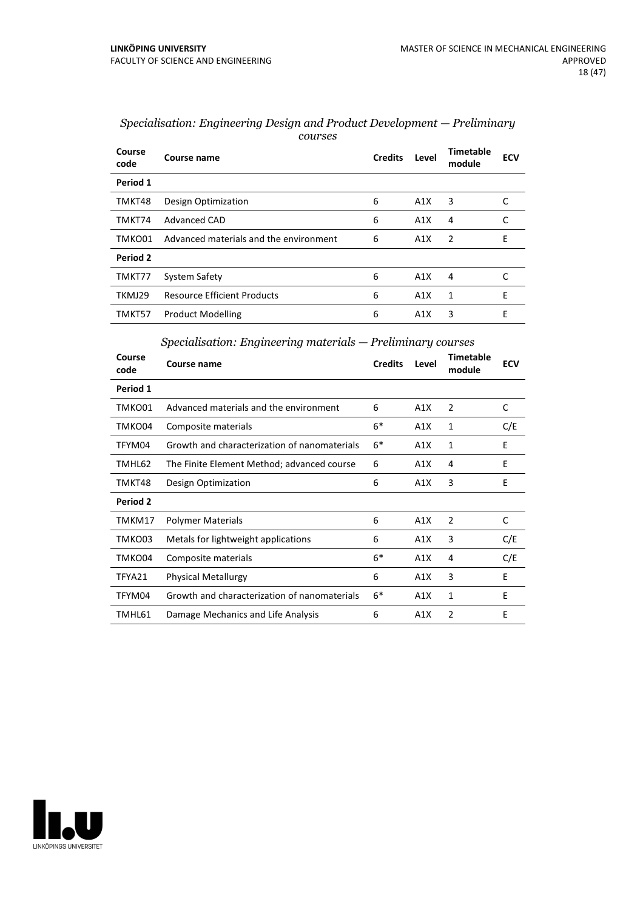*Specialisation: Engineering Design and Product Development — Preliminary courses*

| Course code | Course name | Credits | Level | Timetable module | ECV |
|---|---|---|---|---|---|
| **Period 1** | | | | | |
| TMKT48 | Design Optimization | 6 | A1X | 3 | C |
| TMKT74 | Advanced CAD | 6 | A1X | 4 | C |
| TMKO01 | Advanced materials and the environment | 6 | A1X | 2 | E |
| **Period 2** | | | | | |
| TMKT77 | System Safety | 6 | A1X | 4 | C |
| TKMJ29 | Resource Efficient Products | 6 | A1X | 1 | E |
| TMKT57 | Product Modelling | 6 | A1X | 3 | E |

*Specialisation: Engineering materials — Preliminary courses*

| Course code | Course name | Credits | Level | Timetable module | ECV |
|---|---|---|---|---|---|
| **Period 1** | | | | | |
| TMKO01 | Advanced materials and the environment | 6 | A1X | 2 | C |
| TMKO04 | Composite materials | 6* | A1X | 1 | C/E |
| TFYM04 | Growth and characterization of nanomaterials | 6* | A1X | 1 | E |
| TMHL62 | The Finite Element Method; advanced course | 6 | A1X | 4 | E |
| TMKT48 | Design Optimization | 6 | A1X | 3 | E |
| **Period 2** | | | | | |
| TMKM17 | Polymer Materials | 6 | A1X | 2 | C |
| TMKO03 | Metals for lightweight applications | 6 | A1X | 3 | C/E |
| TMKO04 | Composite materials | 6* | A1X | 4 | C/E |
| TFYA21 | Physical Metallurgy | 6 | A1X | 3 | E |
| TFYM04 | Growth and characterization of nanomaterials | 6* | A1X | 1 | E |
| TMHL61 | Damage Mechanics and Life Analysis | 6 | A1X | 2 | E |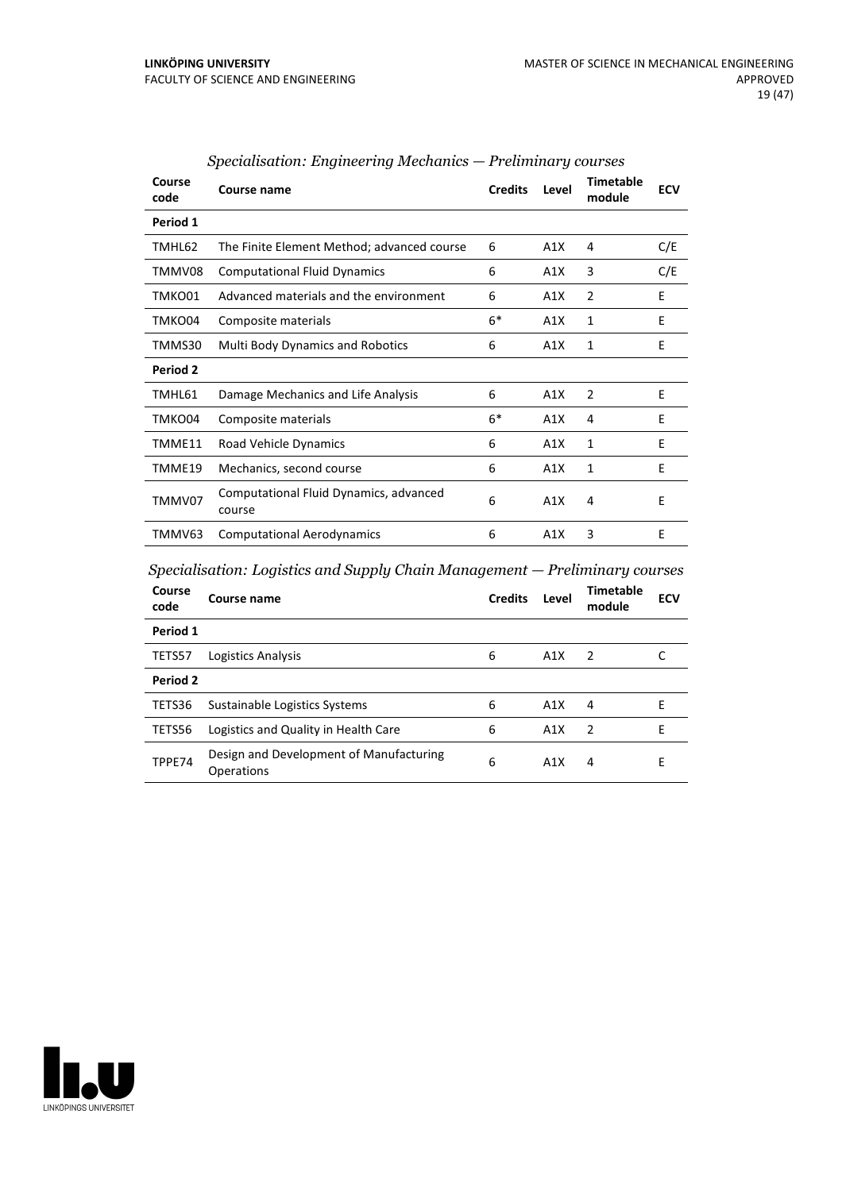*Specialisation: Engineering Mechanics — Preliminary courses*

| Course code | Course name | Credits | Level | Timetable module | ECV |
|---|---|---|---|---|---|
| **Period 1** | | | | | |
| TMHL62 | The Finite Element Method; advanced course | 6 | A1X | 4 | C/E |
| TMMV08 | Computational Fluid Dynamics | 6 | A1X | 3 | C/E |
| TMKO01 | Advanced materials and the environment | 6 | A1X | 2 | E |
| TMKO04 | Composite materials | 6* | A1X | 1 | E |
| TMMS30 | Multi Body Dynamics and Robotics | 6 | A1X | 1 | E |
| **Period 2** | | | | | |
| TMHL61 | Damage Mechanics and Life Analysis | 6 | A1X | 2 | E |
| TMKO04 | Composite materials | 6* | A1X | 4 | E |
| TMME11 | Road Vehicle Dynamics | 6 | A1X | 1 | E |
| TMME19 | Mechanics, second course | 6 | A1X | 1 | E |
| TMMV07 | Computational Fluid Dynamics, advanced course | 6 | A1X | 4 | E |
| TMMV63 | Computational Aerodynamics | 6 | A1X | 3 | E |

*Specialisation: Logistics and Supply Chain Management — Preliminary courses*

| Course code | Course name | Credits | Level | Timetable module | ECV |
|---|---|---|---|---|---|
| **Period 1** | | | | | |
| TETS57 | Logistics Analysis | 6 | A1X | 2 | C |
| **Period 2** | | | | | |
| TETS36 | Sustainable Logistics Systems | 6 | A1X | 4 | E |
| TETS56 | Logistics and Quality in Health Care | 6 | A1X | 2 | E |
| TPPE74 | Design and Development of Manufacturing Operations | 6 | A1X | 4 | E |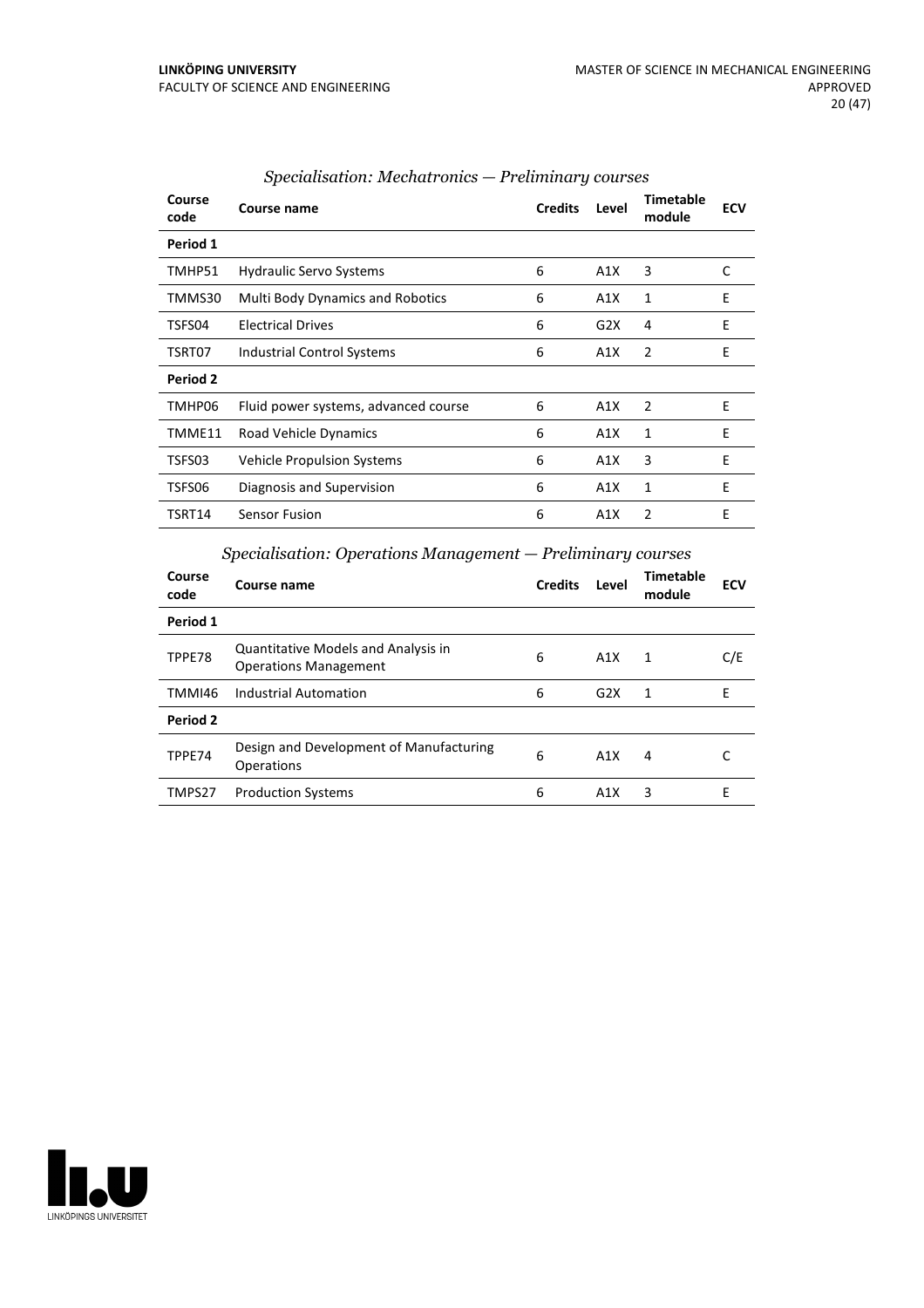*Specialisation: Mechatronics — Preliminary courses*

| Course code | Course name | Credits | Level | Timetable module | ECV |
|---|---|---|---|---|---|
| **Period 1** | | | | | |
| TMHP51 | Hydraulic Servo Systems | 6 | A1X | 3 | C |
| TMMS30 | Multi Body Dynamics and Robotics | 6 | A1X | 1 | E |
| TSFS04 | Electrical Drives | 6 | G2X | 4 | E |
| TSRT07 | Industrial Control Systems | 6 | A1X | 2 | E |
| **Period 2** | | | | | |
| TMHP06 | Fluid power systems, advanced course | 6 | A1X | 2 | E |
| TMME11 | Road Vehicle Dynamics | 6 | A1X | 1 | E |
| TSFS03 | Vehicle Propulsion Systems | 6 | A1X | 3 | E |
| TSFS06 | Diagnosis and Supervision | 6 | A1X | 1 | E |
| TSRT14 | Sensor Fusion | 6 | A1X | 2 | E |

*Specialisation: Operations Management — Preliminary courses*

| Course code | Course name | Credits | Level | Timetable module | ECV |
|---|---|---|---|---|---|
| **Period 1** | | | | | |
| TPPE78 | Quantitative Models and Analysis in Operations Management | 6 | A1X | 1 | C/E |
| TMMI46 | Industrial Automation | 6 | G2X | 1 | E |
| **Period 2** | | | | | |
| TPPE74 | Design and Development of Manufacturing Operations | 6 | A1X | 4 | C |
| TMPS27 | Production Systems | 6 | A1X | 3 | E |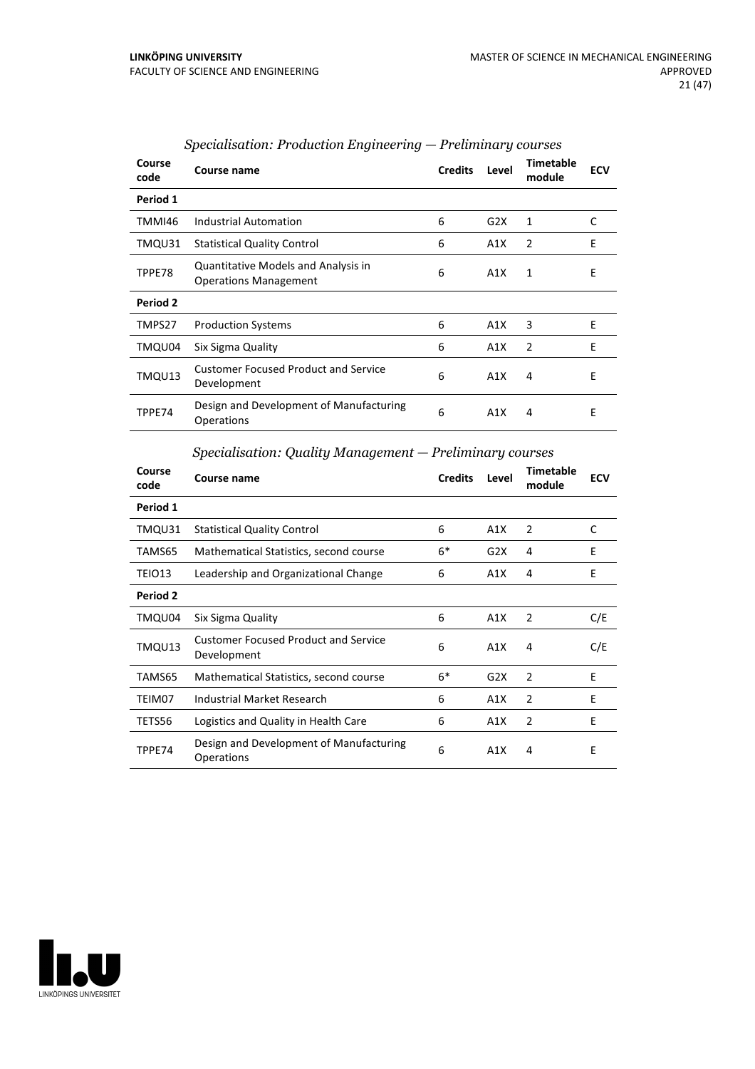### *Specialisation: Production Engineering — Preliminary courses*

| Course code | Course name | Credits | Level | Timetable module | ECV |
|---|---|---|---|---|---|
| **Period 1** | | | | | |
| TMMI46 | Industrial Automation | 6 | G2X | 1 | C |
| TMQU31 | Statistical Quality Control | 6 | A1X | 2 | E |
| TPPE78 | Quantitative Models and Analysis in Operations Management | 6 | A1X | 1 | E |
| **Period 2** | | | | | |
| TMPS27 | Production Systems | 6 | A1X | 3 | E |
| TMQU04 | Six Sigma Quality | 6 | A1X | 2 | E |
| TMQU13 | Customer Focused Product and Service Development | 6 | A1X | 4 | E |
| TPPE74 | Design and Development of Manufacturing Operations | 6 | A1X | 4 | E |

### *Specialisation: Quality Management — Preliminary courses*

| Course code | Course name | Credits | Level | Timetable module | ECV |
|---|---|---|---|---|---|
| **Period 1** | | | | | |
| TMQU31 | Statistical Quality Control | 6 | A1X | 2 | C |
| TAMS65 | Mathematical Statistics, second course | 6* | G2X | 4 | E |
| TEIO13 | Leadership and Organizational Change | 6 | A1X | 4 | E |
| **Period 2** | | | | | |
| TMQU04 | Six Sigma Quality | 6 | A1X | 2 | C/E |
| TMQU13 | Customer Focused Product and Service Development | 6 | A1X | 4 | C/E |
| TAMS65 | Mathematical Statistics, second course | 6* | G2X | 2 | E |
| TEIM07 | Industrial Market Research | 6 | A1X | 2 | E |
| TETS56 | Logistics and Quality in Health Care | 6 | A1X | 2 | E |
| TPPE74 | Design and Development of Manufacturing Operations | 6 | A1X | 4 | E |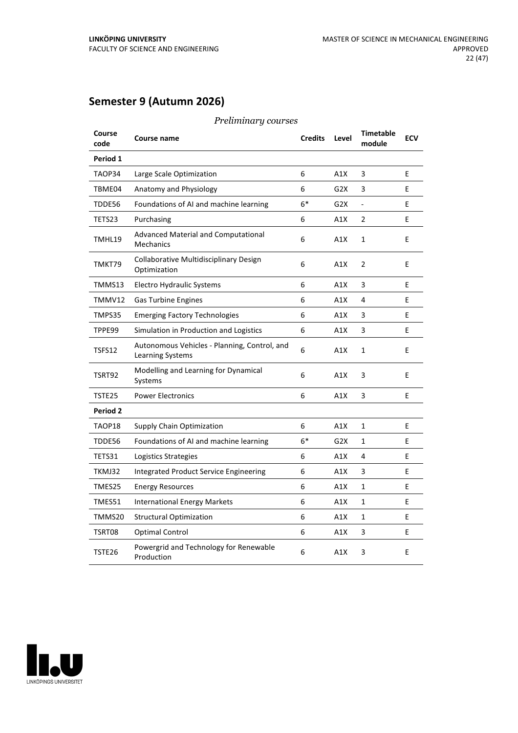## Semester 9 (Autumn 2026)

*Preliminary courses*

| Course code | Course name | Credits | Level | Timetable module | ECV |
|---|---|---|---|---|---|
| **Period 1** | | | | | |
| TAOP34 | Large Scale Optimization | 6 | A1X | 3 | E |
| TBME04 | Anatomy and Physiology | 6 | G2X | 3 | E |
| TDDE56 | Foundations of AI and machine learning | 6* | G2X | - | E |
| TETS23 | Purchasing | 6 | A1X | 2 | E |
| TMHL19 | Advanced Material and Computational Mechanics | 6 | A1X | 1 | E |
| TMKT79 | Collaborative Multidisciplinary Design Optimization | 6 | A1X | 2 | E |
| TMMS13 | Electro Hydraulic Systems | 6 | A1X | 3 | E |
| TMMV12 | Gas Turbine Engines | 6 | A1X | 4 | E |
| TMPS35 | Emerging Factory Technologies | 6 | A1X | 3 | E |
| TPPE99 | Simulation in Production and Logistics | 6 | A1X | 3 | E |
| TSFS12 | Autonomous Vehicles - Planning, Control, and Learning Systems | 6 | A1X | 1 | E |
| TSRT92 | Modelling and Learning for Dynamical Systems | 6 | A1X | 3 | E |
| TSTE25 | Power Electronics | 6 | A1X | 3 | E |
| **Period 2** | | | | | |
| TAOP18 | Supply Chain Optimization | 6 | A1X | 1 | E |
| TDDE56 | Foundations of AI and machine learning | 6* | G2X | 1 | E |
| TETS31 | Logistics Strategies | 6 | A1X | 4 | E |
| TKMJ32 | Integrated Product Service Engineering | 6 | A1X | 3 | E |
| TMES25 | Energy Resources | 6 | A1X | 1 | E |
| TMES51 | International Energy Markets | 6 | A1X | 1 | E |
| TMMS20 | Structural Optimization | 6 | A1X | 1 | E |
| TSRT08 | Optimal Control | 6 | A1X | 3 | E |
| TSTE26 | Powergrid and Technology for Renewable Production | 6 | A1X | 3 | E |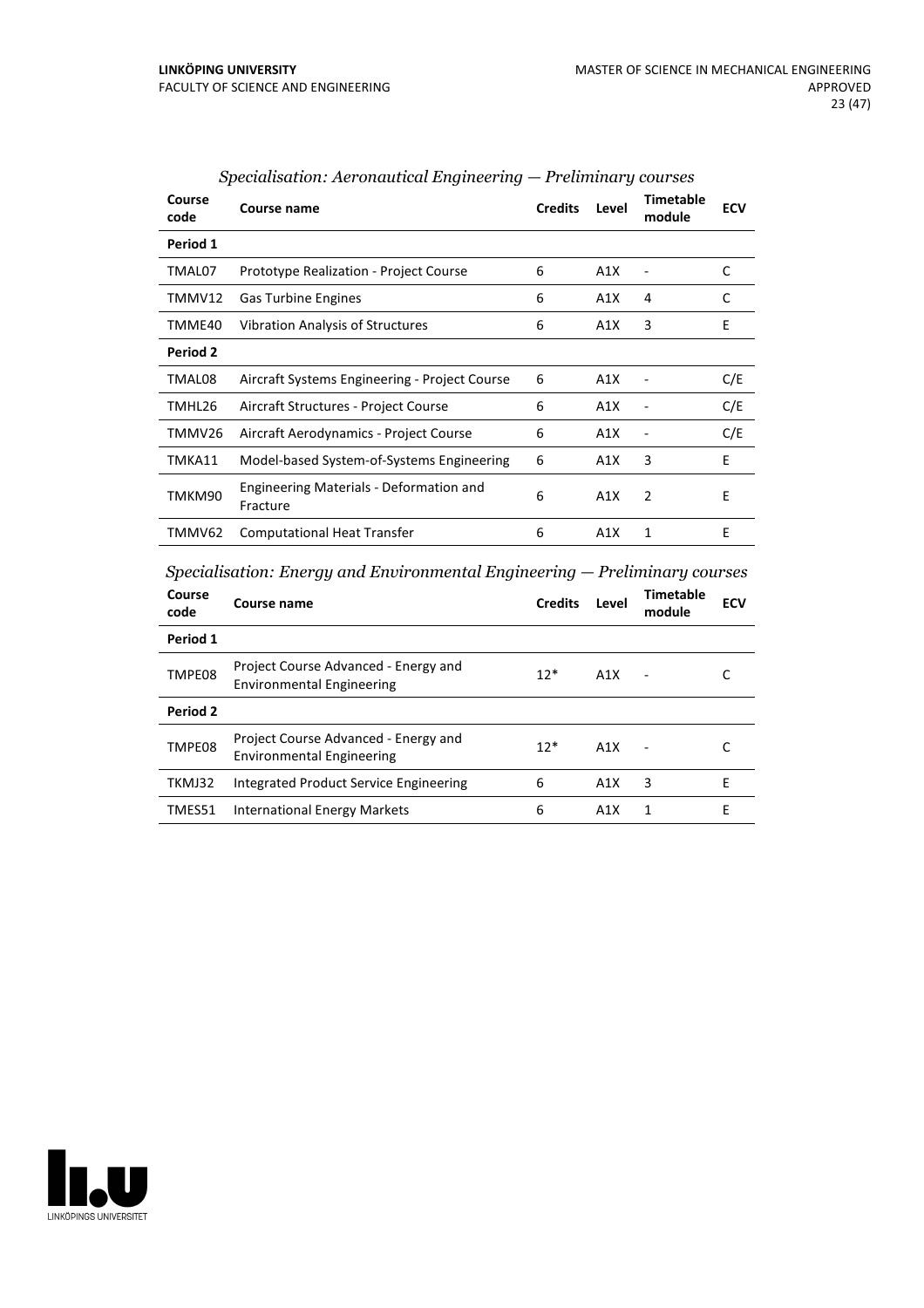*Specialisation: Aeronautical Engineering — Preliminary courses*

| Course code | Course name | Credits | Level | Timetable module | ECV |
|---|---|---|---|---|---|
| **Period 1** | | | | | |
| TMAL07 | Prototype Realization - Project Course | 6 | A1X | - | C |
| TMMV12 | Gas Turbine Engines | 6 | A1X | 4 | C |
| TMME40 | Vibration Analysis of Structures | 6 | A1X | 3 | E |
| **Period 2** | | | | | |
| TMAL08 | Aircraft Systems Engineering - Project Course | 6 | A1X | - | C/E |
| TMHL26 | Aircraft Structures - Project Course | 6 | A1X | - | C/E |
| TMMV26 | Aircraft Aerodynamics - Project Course | 6 | A1X | - | C/E |
| TMKA11 | Model-based System-of-Systems Engineering | 6 | A1X | 3 | E |
| TMKM90 | Engineering Materials - Deformation and Fracture | 6 | A1X | 2 | E |
| TMMV62 | Computational Heat Transfer | 6 | A1X | 1 | E |

*Specialisation: Energy and Environmental Engineering — Preliminary courses*

| Course code | Course name | Credits | Level | Timetable module | ECV |
|---|---|---|---|---|---|
| **Period 1** | | | | | |
| TMPE08 | Project Course Advanced - Energy and Environmental Engineering | 12* | A1X | - | C |
| **Period 2** | | | | | |
| TMPE08 | Project Course Advanced - Energy and Environmental Engineering | 12* | A1X | - | C |
| TKMJ32 | Integrated Product Service Engineering | 6 | A1X | 3 | E |
| TMES51 | International Energy Markets | 6 | A1X | 1 | E |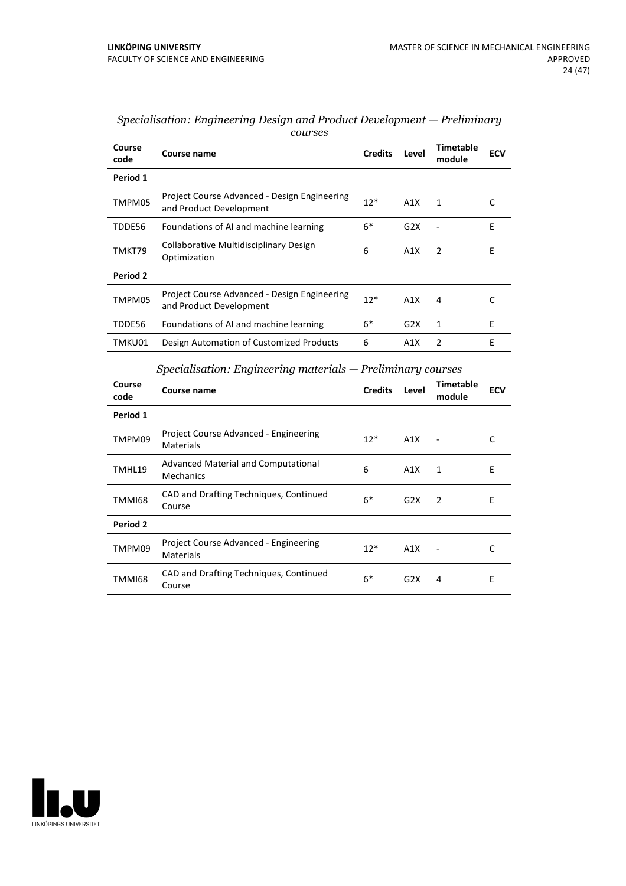*Specialisation: Engineering Design and Product Development — Preliminary courses*

| Course code | Course name | Credits | Level | Timetable module | ECV |
|---|---|---|---|---|---|
| **Period 1** | | | | | |
| TMPM05 | Project Course Advanced - Design Engineering and Product Development | 12* | A1X | 1 | C |
| TDDE56 | Foundations of AI and machine learning | 6* | G2X | - | E |
| TMKT79 | Collaborative Multidisciplinary Design Optimization | 6 | A1X | 2 | E |
| **Period 2** | | | | | |
| TMPM05 | Project Course Advanced - Design Engineering and Product Development | 12* | A1X | 4 | C |
| TDDE56 | Foundations of AI and machine learning | 6* | G2X | 1 | E |
| TMKU01 | Design Automation of Customized Products | 6 | A1X | 2 | E |

*Specialisation: Engineering materials — Preliminary courses*

| Course code | Course name | Credits | Level | Timetable module | ECV |
|---|---|---|---|---|---|
| **Period 1** | | | | | |
| TMPM09 | Project Course Advanced - Engineering Materials | 12* | A1X | - | C |
| TMHL19 | Advanced Material and Computational Mechanics | 6 | A1X | 1 | E |
| TMMI68 | CAD and Drafting Techniques, Continued Course | 6* | G2X | 2 | E |
| **Period 2** | | | | | |
| TMPM09 | Project Course Advanced - Engineering Materials | 12* | A1X | - | C |
| TMMI68 | CAD and Drafting Techniques, Continued Course | 6* | G2X | 4 | E |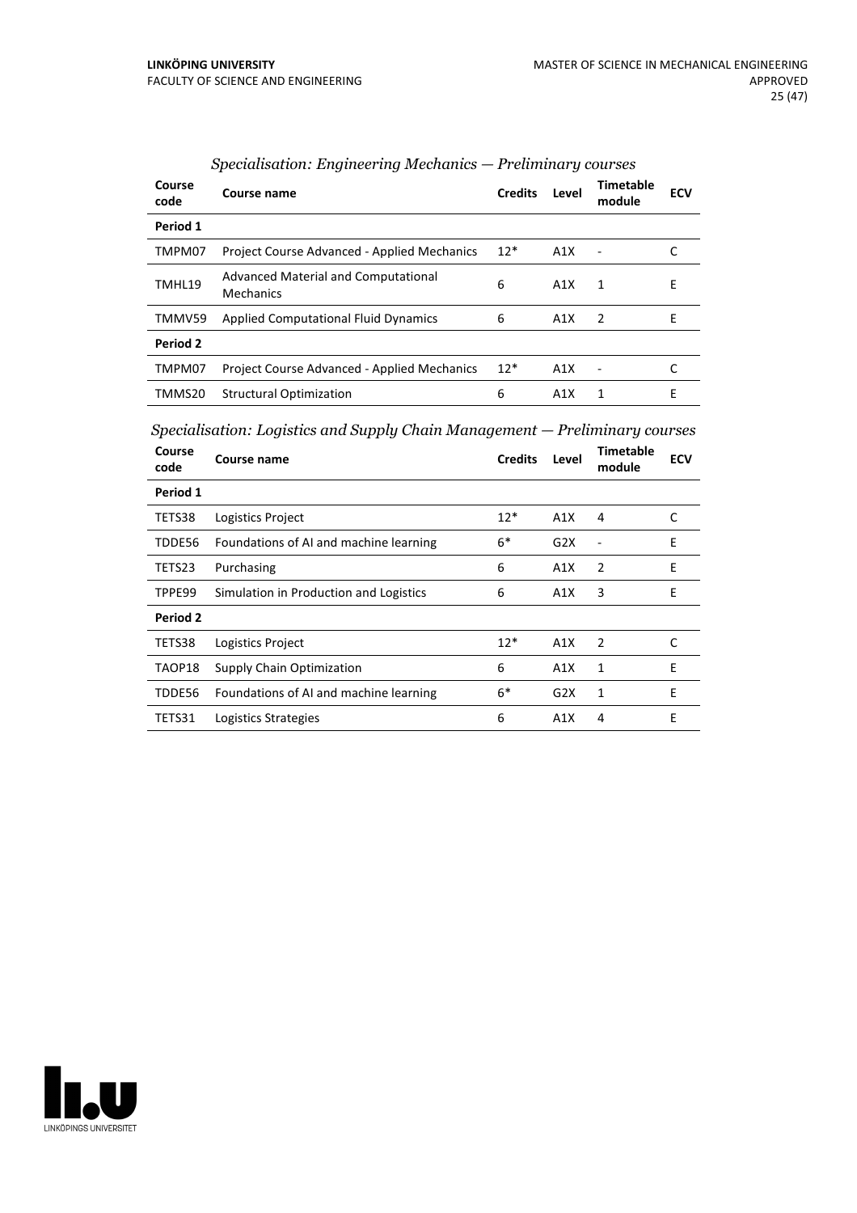*Specialisation: Engineering Mechanics — Preliminary courses*

| Course code | Course name | Credits | Level | Timetable module | ECV |
|---|---|---|---|---|---|
| **Period 1** | | | | | |
| TMPM07 | Project Course Advanced - Applied Mechanics | 12* | A1X | - | C |
| TMHL19 | Advanced Material and Computational Mechanics | 6 | A1X | 1 | E |
| TMMV59 | Applied Computational Fluid Dynamics | 6 | A1X | 2 | E |
| **Period 2** | | | | | |
| TMPM07 | Project Course Advanced - Applied Mechanics | 12* | A1X | - | C |
| TMMS20 | Structural Optimization | 6 | A1X | 1 | E |

*Specialisation: Logistics and Supply Chain Management — Preliminary courses*

| Course code | Course name | Credits | Level | Timetable module | ECV |
|---|---|---|---|---|---|
| **Period 1** | | | | | |
| TETS38 | Logistics Project | 12* | A1X | 4 | C |
| TDDE56 | Foundations of AI and machine learning | 6* | G2X | - | E |
| TETS23 | Purchasing | 6 | A1X | 2 | E |
| TPPE99 | Simulation in Production and Logistics | 6 | A1X | 3 | E |
| **Period 2** | | | | | |
| TETS38 | Logistics Project | 12* | A1X | 2 | C |
| TAOP18 | Supply Chain Optimization | 6 | A1X | 1 | E |
| TDDE56 | Foundations of AI and machine learning | 6* | G2X | 1 | E |
| TETS31 | Logistics Strategies | 6 | A1X | 4 | E |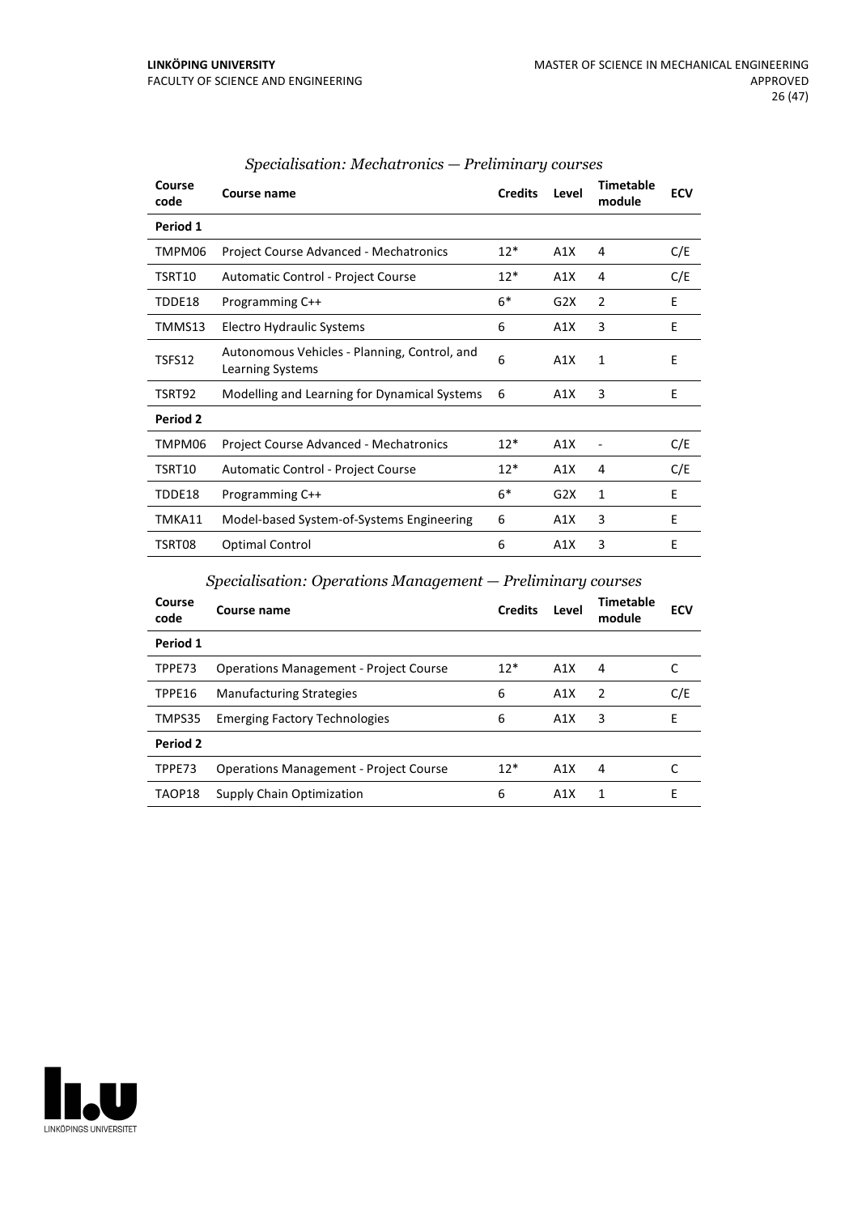*Specialisation: Mechatronics — Preliminary courses*

| Course code | Course name | Credits | Level | Timetable module | ECV |
|---|---|---|---|---|---|
| **Period 1** | | | | | |
| TMPM06 | Project Course Advanced - Mechatronics | 12* | A1X | 4 | C/E |
| TSRT10 | Automatic Control - Project Course | 12* | A1X | 4 | C/E |
| TDDE18 | Programming C++ | 6* | G2X | 2 | E |
| TMMS13 | Electro Hydraulic Systems | 6 | A1X | 3 | E |
| TSFS12 | Autonomous Vehicles - Planning, Control, and Learning Systems | 6 | A1X | 1 | E |
| TSRT92 | Modelling and Learning for Dynamical Systems | 6 | A1X | 3 | E |
| **Period 2** | | | | | |
| TMPM06 | Project Course Advanced - Mechatronics | 12* | A1X | - | C/E |
| TSRT10 | Automatic Control - Project Course | 12* | A1X | 4 | C/E |
| TDDE18 | Programming C++ | 6* | G2X | 1 | E |
| TMKA11 | Model-based System-of-Systems Engineering | 6 | A1X | 3 | E |
| TSRT08 | Optimal Control | 6 | A1X | 3 | E |

*Specialisation: Operations Management — Preliminary courses*

| Course code | Course name | Credits | Level | Timetable module | ECV |
|---|---|---|---|---|---|
| **Period 1** | | | | | |
| TPPE73 | Operations Management - Project Course | 12* | A1X | 4 | C |
| TPPE16 | Manufacturing Strategies | 6 | A1X | 2 | C/E |
| TMPS35 | Emerging Factory Technologies | 6 | A1X | 3 | E |
| **Period 2** | | | | | |
| TPPE73 | Operations Management - Project Course | 12* | A1X | 4 | C |
| TAOP18 | Supply Chain Optimization | 6 | A1X | 1 | E |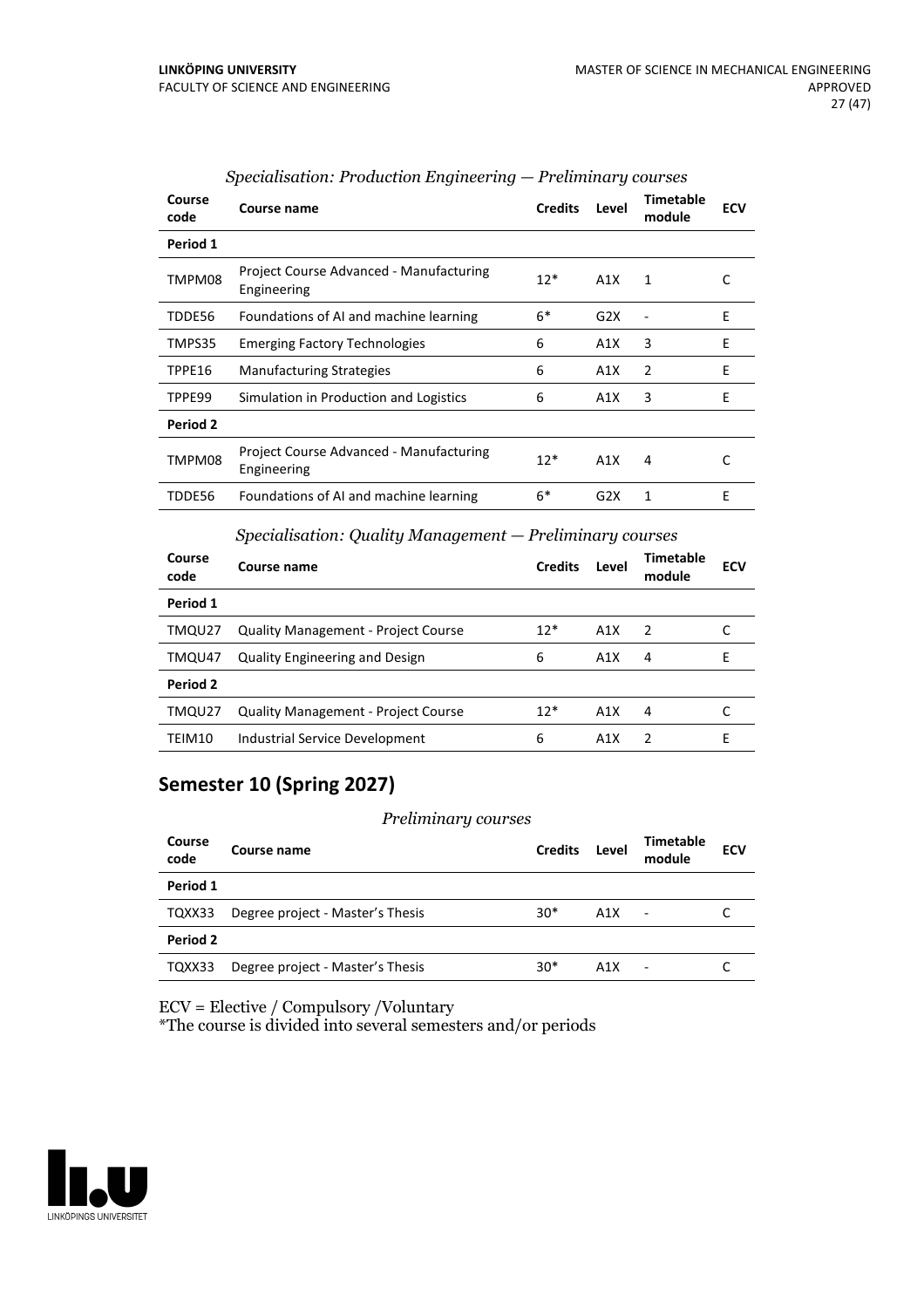*Specialisation: Production Engineering — Preliminary courses*

| Course code | Course name | Credits | Level | Timetable module | ECV |
|---|---|---|---|---|---|
| **Period 1** | | | | | |
| TMPM08 | Project Course Advanced - Manufacturing Engineering | 12* | A1X | 1 | C |
| TDDE56 | Foundations of AI and machine learning | 6* | G2X | - | E |
| TMPS35 | Emerging Factory Technologies | 6 | A1X | 3 | E |
| TPPE16 | Manufacturing Strategies | 6 | A1X | 2 | E |
| TPPE99 | Simulation in Production and Logistics | 6 | A1X | 3 | E |
| **Period 2** | | | | | |
| TMPM08 | Project Course Advanced - Manufacturing Engineering | 12* | A1X | 4 | C |
| TDDE56 | Foundations of AI and machine learning | 6* | G2X | 1 | E |

*Specialisation: Quality Management — Preliminary courses*

| Course code | Course name | Credits | Level | Timetable module | ECV |
|---|---|---|---|---|---|
| **Period 1** | | | | | |
| TMQU27 | Quality Management - Project Course | 12* | A1X | 2 | C |
| TMQU47 | Quality Engineering and Design | 6 | A1X | 4 | E |
| **Period 2** | | | | | |
| TMQU27 | Quality Management - Project Course | 12* | A1X | 4 | C |
| TEIM10 | Industrial Service Development | 6 | A1X | 2 | E |

## Semester 10 (Spring 2027)

*Preliminary courses*

| Course code | Course name | Credits | Level | Timetable module | ECV |
|---|---|---|---|---|---|
| **Period 1** | | | | | |
| TQXX33 | Degree project - Master's Thesis | 30* | A1X | - | C |
| **Period 2** | | | | | |
| TQXX33 | Degree project - Master's Thesis | 30* | A1X | - | C |

ECV = Elective / Compulsory /Voluntary
*The course is divided into several semesters and/or periods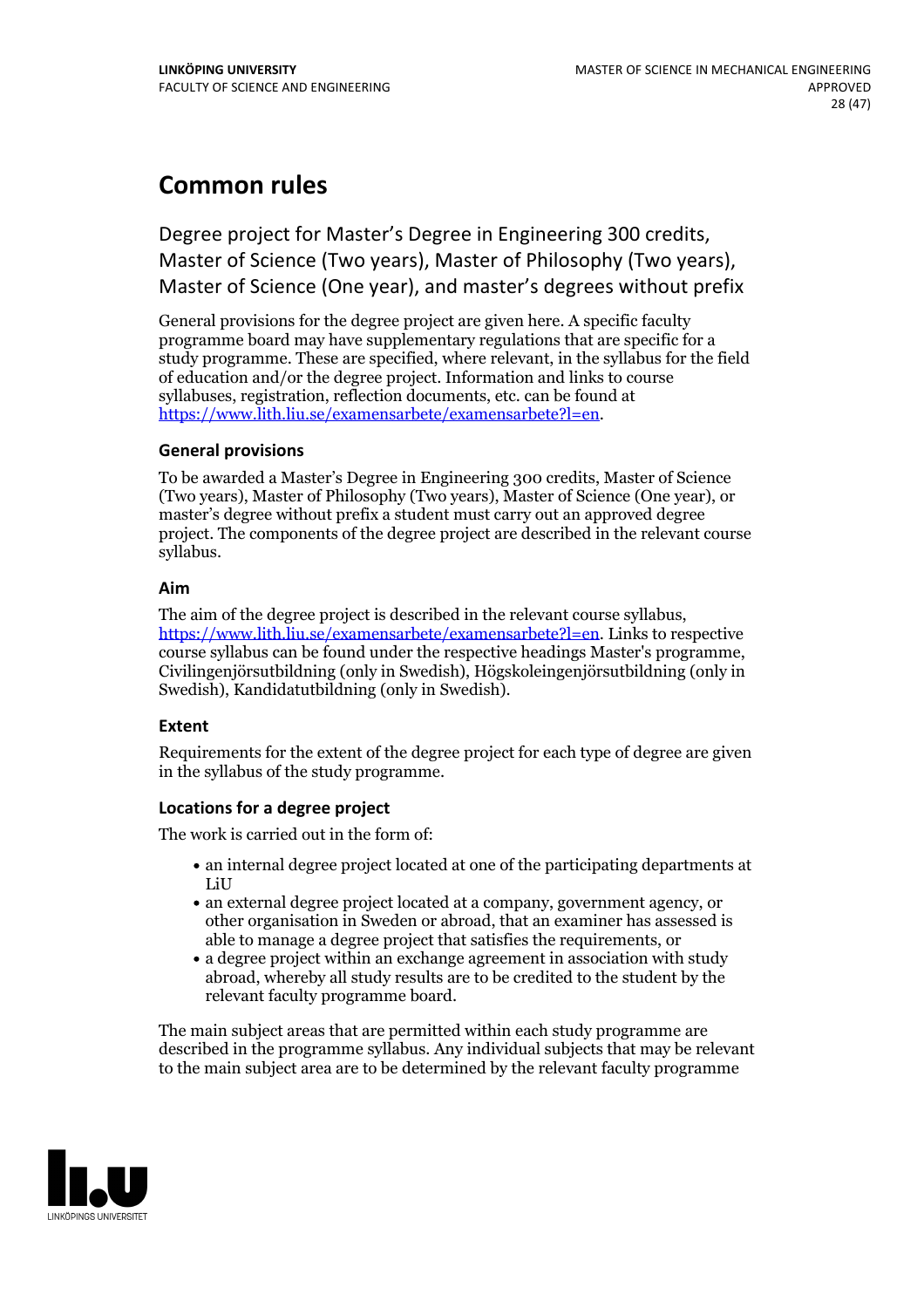# Common rules

## Degree project for Master's Degree in Engineering 300 credits, Master of Science (Two years), Master of Philosophy (Two years), Master of Science (One year), and master's degrees without prefix

General provisions for the degree project are given here. A specific faculty programme board may have supplementary regulations that are specific for a study programme. These are specified, where relevant, in the syllabus for the field of education and/or the degree project. Information and links to course syllabuses, registration, reflection documents, etc. can be found at https://www.lith.liu.se/examensarbete/examensarbete?l=en.

### General provisions

To be awarded a Master's Degree in Engineering 300 credits, Master of Science (Two years), Master of Philosophy (Two years), Master of Science (One year), or master's degree without prefix a student must carry out an approved degree project. The components of the degree project are described in the relevant course syllabus.

### Aim

The aim of the degree project is described in the relevant course syllabus, https://www.lith.liu.se/examensarbete/examensarbete?l=en. Links to respective course syllabus can be found under the respective headings Master's programme, Civilingenjörsutbildning (only in Swedish), Högskoleingenjörsutbildning (only in Swedish), Kandidatutbildning (only in Swedish).

### Extent

Requirements for the extent of the degree project for each type of degree are given in the syllabus of the study programme.

### Locations for a degree project

The work is carried out in the form of:

- an internal degree project located at one of the participating departments at LiU
- an external degree project located at a company, government agency, or other organisation in Sweden or abroad, that an examiner has assessed is able to manage a degree project that satisfies the requirements, or
- a degree project within an exchange agreement in association with study abroad, whereby all study results are to be credited to the student by the relevant faculty programme board.

The main subject areas that are permitted within each study programme are described in the programme syllabus. Any individual subjects that may be relevant to the main subject area are to be determined by the relevant faculty programme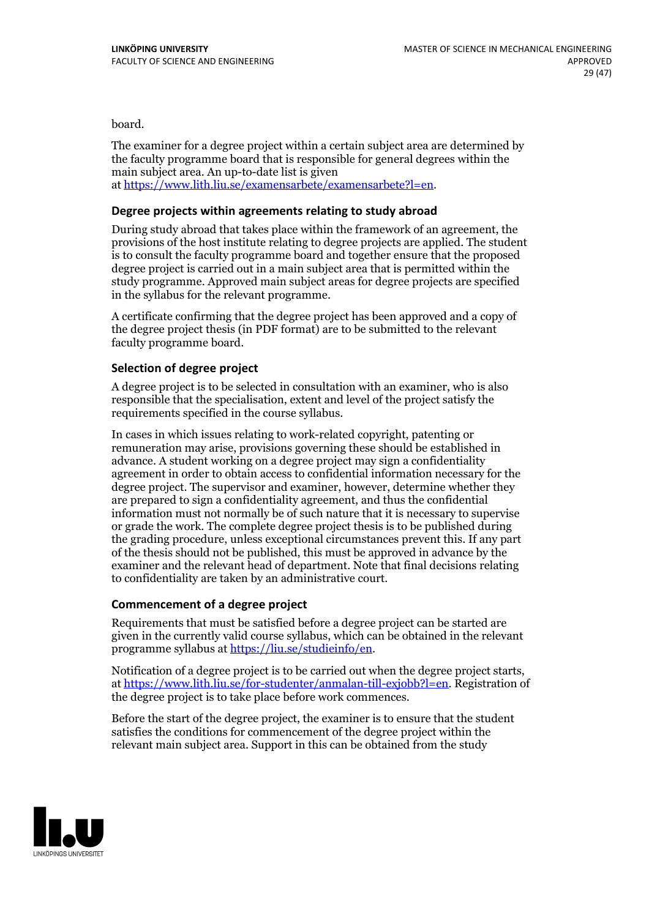board.

The examiner for a degree project within a certain subject area are determined by the faculty programme board that is responsible for general degrees within the main subject area. An up-to-date list is given at https://www.lith.liu.se/examensarbete/examensarbete?l=en.

### Degree projects within agreements relating to study abroad

During study abroad that takes place within the framework of an agreement, the provisions of the host institute relating to degree projects are applied. The student is to consult the faculty programme board and together ensure that the proposed degree project is carried out in a main subject area that is permitted within the study programme. Approved main subject areas for degree projects are specified in the syllabus for the relevant programme.

A certificate confirming that the degree project has been approved and a copy of the degree project thesis (in PDF format) are to be submitted to the relevant faculty programme board.

### Selection of degree project

A degree project is to be selected in consultation with an examiner, who is also responsible that the specialisation, extent and level of the project satisfy the requirements specified in the course syllabus.

In cases in which issues relating to work-related copyright, patenting or remuneration may arise, provisions governing these should be established in advance. A student working on a degree project may sign a confidentiality agreement in order to obtain access to confidential information necessary for the degree project. The supervisor and examiner, however, determine whether they are prepared to sign a confidentiality agreement, and thus the confidential information must not normally be of such nature that it is necessary to supervise or grade the work. The complete degree project thesis is to be published during the grading procedure, unless exceptional circumstances prevent this. If any part of the thesis should not be published, this must be approved in advance by the examiner and the relevant head of department. Note that final decisions relating to confidentiality are taken by an administrative court.

### Commencement of a degree project

Requirements that must be satisfied before a degree project can be started are given in the currently valid course syllabus, which can be obtained in the relevant programme syllabus at https://liu.se/studieinfo/en.

Notification of a degree project is to be carried out when the degree project starts, at https://www.lith.liu.se/for-studenter/anmalan-till-exjobb?l=en. Registration of the degree project is to take place before work commences.

Before the start of the degree project, the examiner is to ensure that the student satisfies the conditions for commencement of the degree project within the relevant main subject area. Support in this can be obtained from the study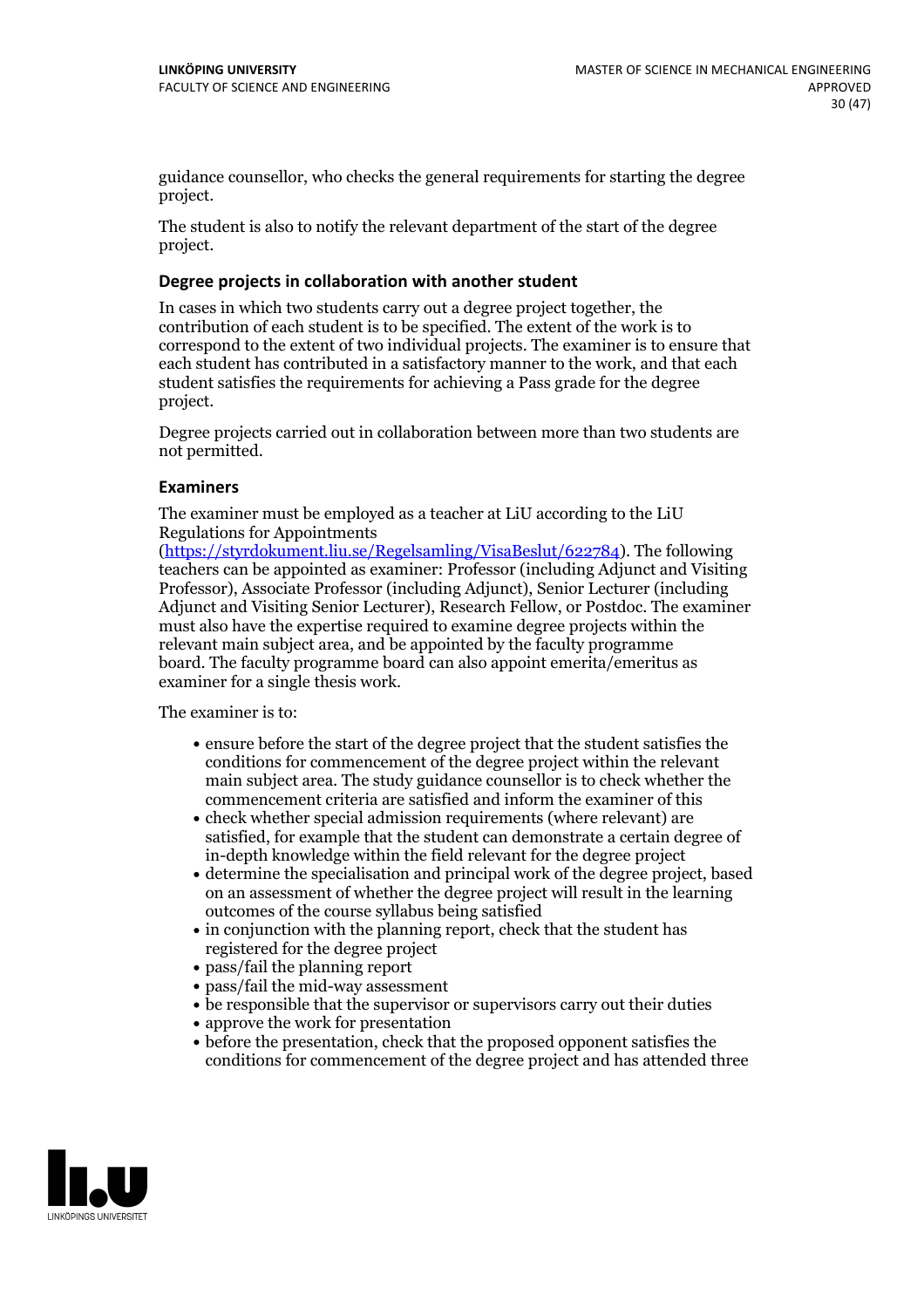guidance counsellor, who checks the general requirements for starting the degree project.

The student is also to notify the relevant department of the start of the degree project.

### Degree projects in collaboration with another student

In cases in which two students carry out a degree project together, the contribution of each student is to be specified. The extent of the work is to correspond to the extent of two individual projects. The examiner is to ensure that each student has contributed in a satisfactory manner to the work, and that each student satisfies the requirements for achieving a Pass grade for the degree project.

Degree projects carried out in collaboration between more than two students are not permitted.

### Examiners

The examiner must be employed as a teacher at LiU according to the LiU Regulations for Appointments (https://styrdokument.liu.se/Regelsamling/VisaBeslut/622784). The following teachers can be appointed as examiner: Professor (including Adjunct and Visiting Professor), Associate Professor (including Adjunct), Senior Lecturer (including Adjunct and Visiting Senior Lecturer), Research Fellow, or Postdoc. The examiner must also have the expertise required to examine degree projects within the relevant main subject area, and be appointed by the faculty programme board. The faculty programme board can also appoint emerita/emeritus as examiner for a single thesis work.

The examiner is to:

- ensure before the start of the degree project that the student satisfies the conditions for commencement of the degree project within the relevant main subject area. The study guidance counsellor is to check whether the commencement criteria are satisfied and inform the examiner of this
- check whether special admission requirements (where relevant) are satisfied, for example that the student can demonstrate a certain degree of in-depth knowledge within the field relevant for the degree project
- determine the specialisation and principal work of the degree project, based on an assessment of whether the degree project will result in the learning outcomes of the course syllabus being satisfied
- in conjunction with the planning report, check that the student has registered for the degree project
- pass/fail the planning report
- pass/fail the mid-way assessment
- be responsible that the supervisor or supervisors carry out their duties
- approve the work for presentation
- before the presentation, check that the proposed opponent satisfies the conditions for commencement of the degree project and has attended three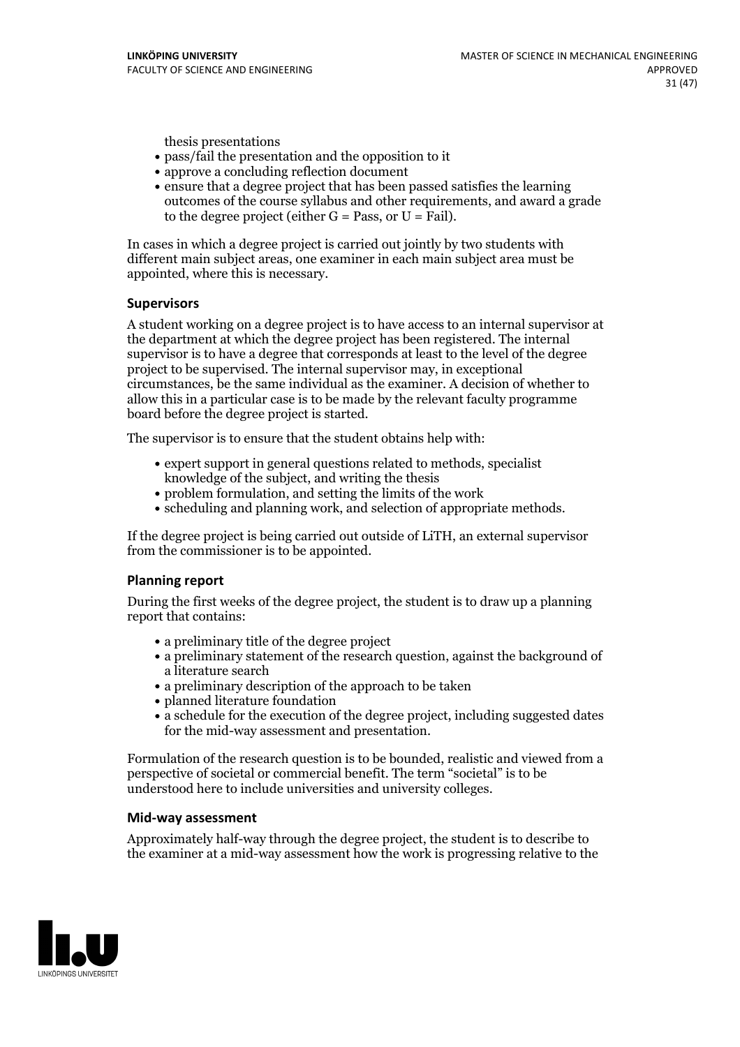thesis presentations

- pass/fail the presentation and the opposition to it
- approve a concluding reflection document
- ensure that a degree project that has been passed satisfies the learning outcomes of the course syllabus and other requirements, and award a grade to the degree project (either G = Pass, or U = Fail).

In cases in which a degree project is carried out jointly by two students with different main subject areas, one examiner in each main subject area must be appointed, where this is necessary.

### Supervisors

A student working on a degree project is to have access to an internal supervisor at the department at which the degree project has been registered. The internal supervisor is to have a degree that corresponds at least to the level of the degree project to be supervised. The internal supervisor may, in exceptional circumstances, be the same individual as the examiner. A decision of whether to allow this in a particular case is to be made by the relevant faculty programme board before the degree project is started.

The supervisor is to ensure that the student obtains help with:

- expert support in general questions related to methods, specialist knowledge of the subject, and writing the thesis
- problem formulation, and setting the limits of the work
- scheduling and planning work, and selection of appropriate methods.

If the degree project is being carried out outside of LiTH, an external supervisor from the commissioner is to be appointed.

### Planning report

During the first weeks of the degree project, the student is to draw up a planning report that contains:

- a preliminary title of the degree project
- a preliminary statement of the research question, against the background of a literature search
- a preliminary description of the approach to be taken
- planned literature foundation
- a schedule for the execution of the degree project, including suggested dates for the mid-way assessment and presentation.

Formulation of the research question is to be bounded, realistic and viewed from a perspective of societal or commercial benefit. The term "societal" is to be understood here to include universities and university colleges.

### Mid-way assessment

Approximately half-way through the degree project, the student is to describe to the examiner at a mid-way assessment how the work is progressing relative to the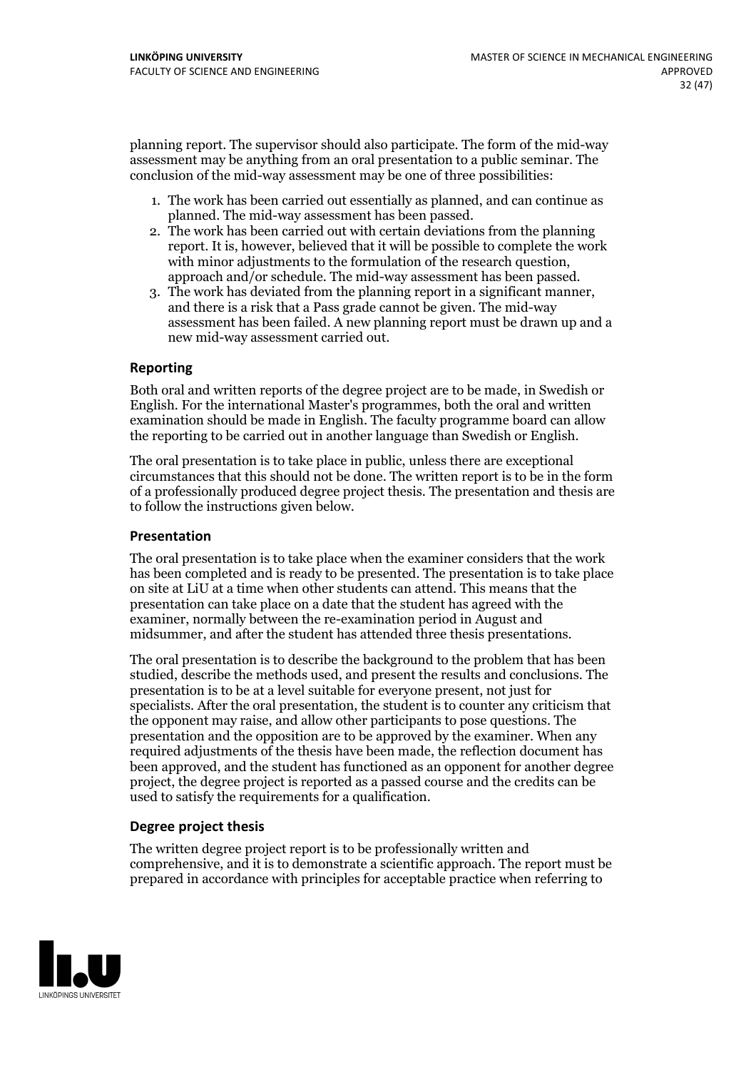planning report. The supervisor should also participate. The form of the mid-way assessment may be anything from an oral presentation to a public seminar. The conclusion of the mid-way assessment may be one of three possibilities:

1. The work has been carried out essentially as planned, and can continue as planned. The mid-way assessment has been passed.
2. The work has been carried out with certain deviations from the planning report. It is, however, believed that it will be possible to complete the work with minor adjustments to the formulation of the research question, approach and/or schedule. The mid-way assessment has been passed.
3. The work has deviated from the planning report in a significant manner, and there is a risk that a Pass grade cannot be given. The mid-way assessment has been failed. A new planning report must be drawn up and a new mid-way assessment carried out.

### Reporting

Both oral and written reports of the degree project are to be made, in Swedish or English. For the international Master's programmes, both the oral and written examination should be made in English. The faculty programme board can allow the reporting to be carried out in another language than Swedish or English.

The oral presentation is to take place in public, unless there are exceptional circumstances that this should not be done. The written report is to be in the form of a professionally produced degree project thesis. The presentation and thesis are to follow the instructions given below.

### Presentation

The oral presentation is to take place when the examiner considers that the work has been completed and is ready to be presented. The presentation is to take place on site at LiU at a time when other students can attend. This means that the presentation can take place on a date that the student has agreed with the examiner, normally between the re-examination period in August and midsummer, and after the student has attended three thesis presentations.

The oral presentation is to describe the background to the problem that has been studied, describe the methods used, and present the results and conclusions. The presentation is to be at a level suitable for everyone present, not just for specialists. After the oral presentation, the student is to counter any criticism that the opponent may raise, and allow other participants to pose questions. The presentation and the opposition are to be approved by the examiner. When any required adjustments of the thesis have been made, the reflection document has been approved, and the student has functioned as an opponent for another degree project, the degree project is reported as a passed course and the credits can be used to satisfy the requirements for a qualification.

### Degree project thesis

The written degree project report is to be professionally written and comprehensive, and it is to demonstrate a scientific approach. The report must be prepared in accordance with principles for acceptable practice when referring to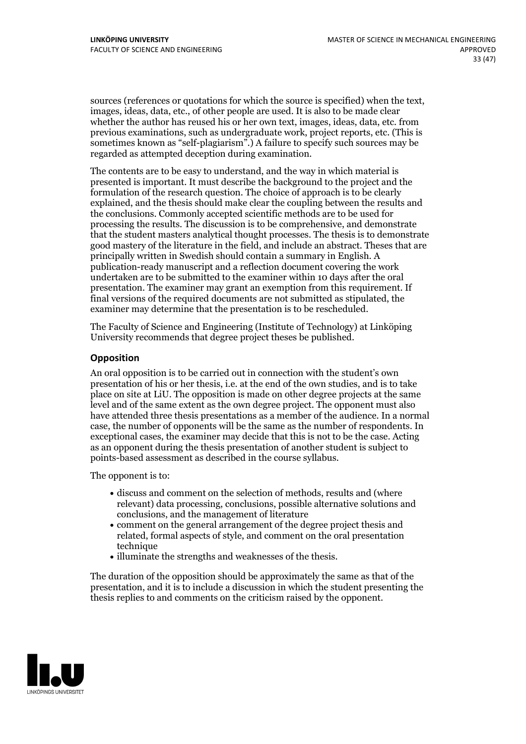sources (references or quotations for which the source is specified) when the text, images, ideas, data, etc., of other people are used. It is also to be made clear whether the author has reused his or her own text, images, ideas, data, etc. from previous examinations, such as undergraduate work, project reports, etc. (This is sometimes known as "self-plagiarism".) A failure to specify such sources may be regarded as attempted deception during examination.

The contents are to be easy to understand, and the way in which material is presented is important. It must describe the background to the project and the formulation of the research question. The choice of approach is to be clearly explained, and the thesis should make clear the coupling between the results and the conclusions. Commonly accepted scientific methods are to be used for processing the results. The discussion is to be comprehensive, and demonstrate that the student masters analytical thought processes. The thesis is to demonstrate good mastery of the literature in the field, and include an abstract. Theses that are principally written in Swedish should contain a summary in English. A publication-ready manuscript and a reflection document covering the work undertaken are to be submitted to the examiner within 10 days after the oral presentation. The examiner may grant an exemption from this requirement. If final versions of the required documents are not submitted as stipulated, the examiner may determine that the presentation is to be rescheduled.

The Faculty of Science and Engineering (Institute of Technology) at Linköping University recommends that degree project theses be published.

### Opposition

An oral opposition is to be carried out in connection with the student's own presentation of his or her thesis, i.e. at the end of the own studies, and is to take place on site at LiU. The opposition is made on other degree projects at the same level and of the same extent as the own degree project. The opponent must also have attended three thesis presentations as a member of the audience. In a normal case, the number of opponents will be the same as the number of respondents. In exceptional cases, the examiner may decide that this is not to be the case. Acting as an opponent during the thesis presentation of another student is subject to points-based assessment as described in the course syllabus.

The opponent is to:

- discuss and comment on the selection of methods, results and (where relevant) data processing, conclusions, possible alternative solutions and conclusions, and the management of literature
- comment on the general arrangement of the degree project thesis and related, formal aspects of style, and comment on the oral presentation technique
- illuminate the strengths and weaknesses of the thesis.

The duration of the opposition should be approximately the same as that of the presentation, and it is to include a discussion in which the student presenting the thesis replies to and comments on the criticism raised by the opponent.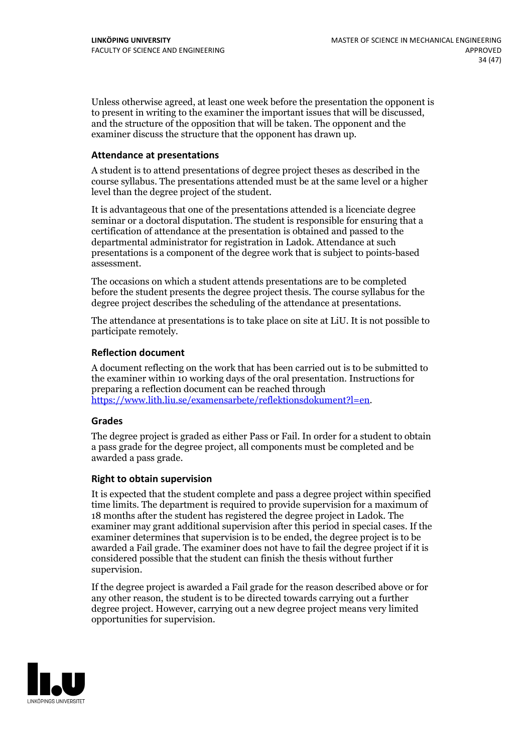Unless otherwise agreed, at least one week before the presentation the opponent is to present in writing to the examiner the important issues that will be discussed, and the structure of the opposition that will be taken. The opponent and the examiner discuss the structure that the opponent has drawn up.

### Attendance at presentations

A student is to attend presentations of degree project theses as described in the course syllabus. The presentations attended must be at the same level or a higher level than the degree project of the student.

It is advantageous that one of the presentations attended is a licenciate degree seminar or a doctoral disputation. The student is responsible for ensuring that a certification of attendance at the presentation is obtained and passed to the departmental administrator for registration in Ladok. Attendance at such presentations is a component of the degree work that is subject to points-based assessment.

The occasions on which a student attends presentations are to be completed before the student presents the degree project thesis. The course syllabus for the degree project describes the scheduling of the attendance at presentations.

The attendance at presentations is to take place on site at LiU. It is not possible to participate remotely.

### Reflection document

A document reflecting on the work that has been carried out is to be submitted to the examiner within 10 working days of the oral presentation. Instructions for preparing a reflection document can be reached through https://www.lith.liu.se/examensarbete/reflektionsdokument?l=en.

### Grades

The degree project is graded as either Pass or Fail. In order for a student to obtain a pass grade for the degree project, all components must be completed and be awarded a pass grade.

### Right to obtain supervision

It is expected that the student complete and pass a degree project within specified time limits. The department is required to provide supervision for a maximum of 18 months after the student has registered the degree project in Ladok. The examiner may grant additional supervision after this period in special cases. If the examiner determines that supervision is to be ended, the degree project is to be awarded a Fail grade. The examiner does not have to fail the degree project if it is considered possible that the student can finish the thesis without further supervision.

If the degree project is awarded a Fail grade for the reason described above or for any other reason, the student is to be directed towards carrying out a further degree project. However, carrying out a new degree project means very limited opportunities for supervision.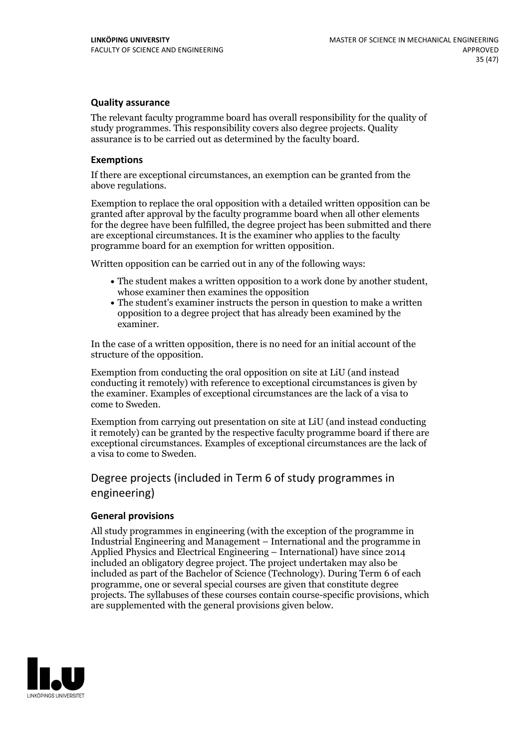### Quality assurance

The relevant faculty programme board has overall responsibility for the quality of study programmes. This responsibility covers also degree projects. Quality assurance is to be carried out as determined by the faculty board.

### Exemptions

If there are exceptional circumstances, an exemption can be granted from the above regulations.

Exemption to replace the oral opposition with a detailed written opposition can be granted after approval by the faculty programme board when all other elements for the degree have been fulfilled, the degree project has been submitted and there are exceptional circumstances. It is the examiner who applies to the faculty programme board for an exemption for written opposition.

Written opposition can be carried out in any of the following ways:

- The student makes a written opposition to a work done by another student, whose examiner then examines the opposition
- The student's examiner instructs the person in question to make a written opposition to a degree project that has already been examined by the examiner.

In the case of a written opposition, there is no need for an initial account of the structure of the opposition.

Exemption from conducting the oral opposition on site at LiU (and instead conducting it remotely) with reference to exceptional circumstances is given by the examiner. Examples of exceptional circumstances are the lack of a visa to come to Sweden.

Exemption from carrying out presentation on site at LiU (and instead conducting it remotely) can be granted by the respective faculty programme board if there are exceptional circumstances. Examples of exceptional circumstances are the lack of a visa to come to Sweden.

## Degree projects (included in Term 6 of study programmes in engineering)

### General provisions

All study programmes in engineering (with the exception of the programme in Industrial Engineering and Management – International and the programme in Applied Physics and Electrical Engineering – International) have since 2014 included an obligatory degree project. The project undertaken may also be included as part of the Bachelor of Science (Technology). During Term 6 of each programme, one or several special courses are given that constitute degree projects. The syllabuses of these courses contain course-specific provisions, which are supplemented with the general provisions given below.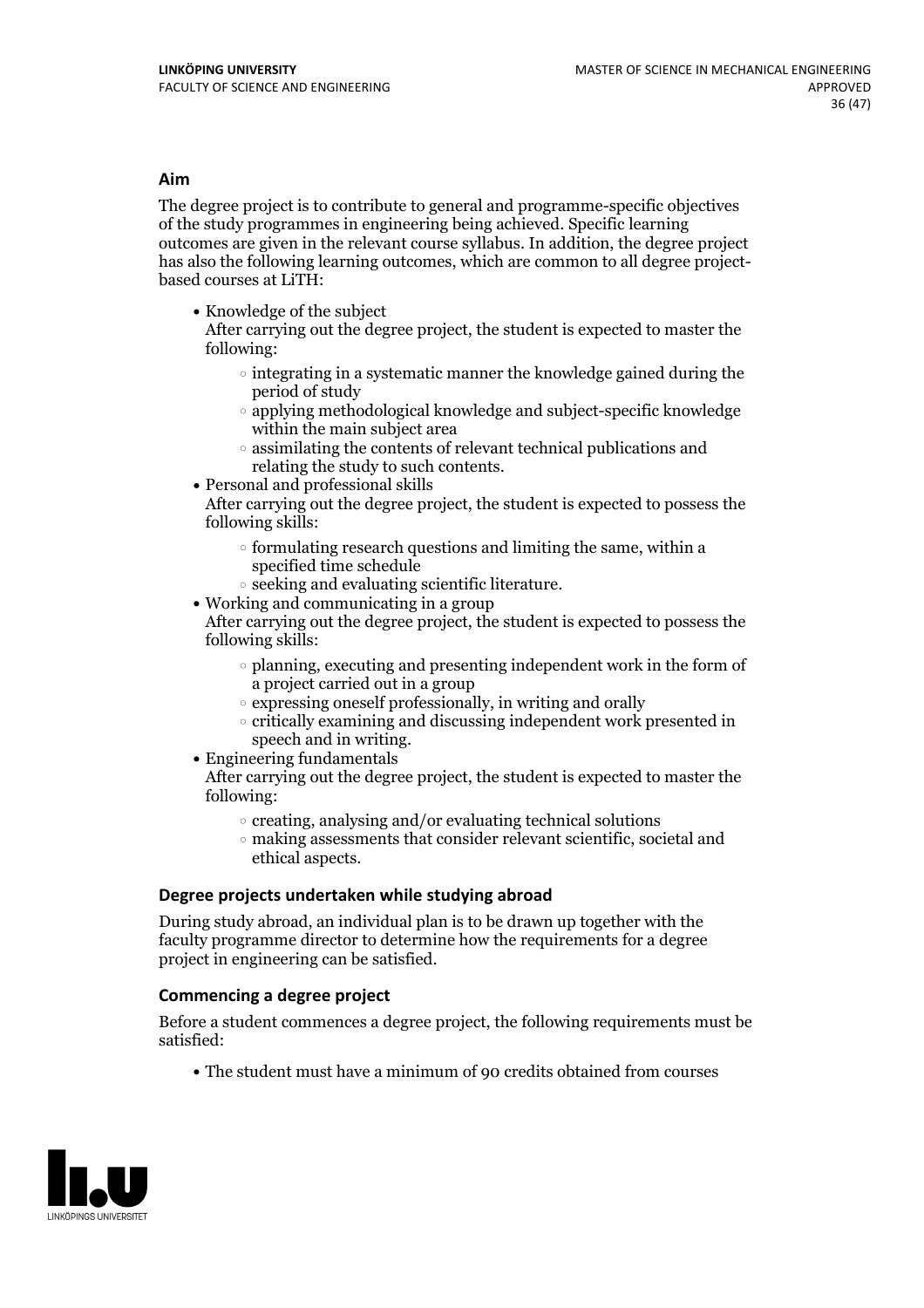### Aim

The degree project is to contribute to general and programme-specific objectives of the study programmes in engineering being achieved. Specific learning outcomes are given in the relevant course syllabus. In addition, the degree project has also the following learning outcomes, which are common to all degree project-based courses at LiTH:

- Knowledge of the subject
  After carrying out the degree project, the student is expected to master the following:
    - integrating in a systematic manner the knowledge gained during the period of study
    - applying methodological knowledge and subject-specific knowledge within the main subject area
    - assimilating the contents of relevant technical publications and relating the study to such contents.
- Personal and professional skills
  After carrying out the degree project, the student is expected to possess the following skills:
    - formulating research questions and limiting the same, within a specified time schedule
    - seeking and evaluating scientific literature.
- Working and communicating in a group
  After carrying out the degree project, the student is expected to possess the following skills:
    - planning, executing and presenting independent work in the form of a project carried out in a group
    - expressing oneself professionally, in writing and orally
    - critically examining and discussing independent work presented in speech and in writing.
- Engineering fundamentals
  After carrying out the degree project, the student is expected to master the following:
    - creating, analysing and/or evaluating technical solutions
    - making assessments that consider relevant scientific, societal and ethical aspects.

### Degree projects undertaken while studying abroad

During study abroad, an individual plan is to be drawn up together with the faculty programme director to determine how the requirements for a degree project in engineering can be satisfied.

### Commencing a degree project

Before a student commences a degree project, the following requirements must be satisfied:

- The student must have a minimum of 90 credits obtained from courses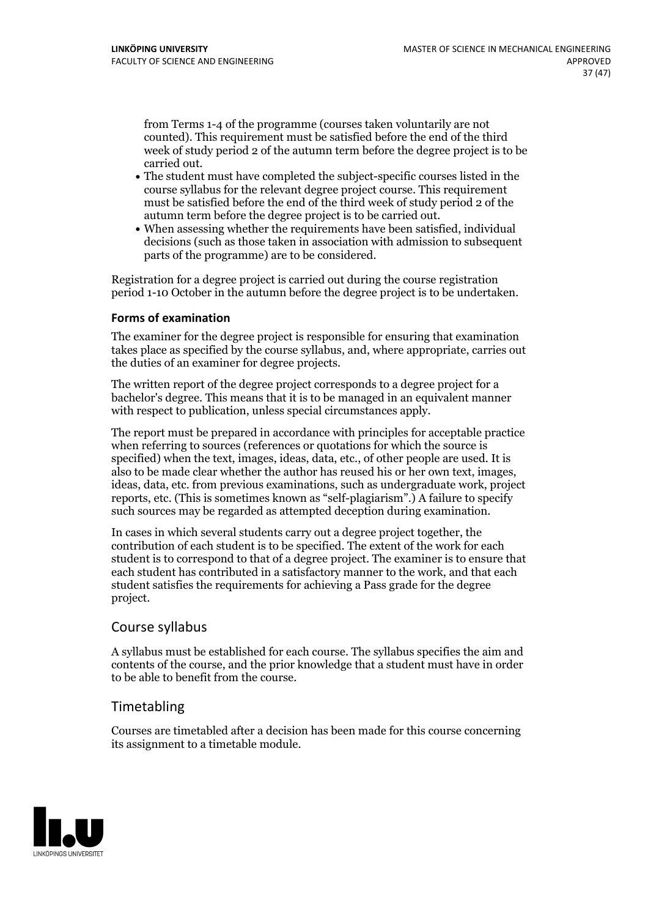from Terms 1-4 of the programme (courses taken voluntarily are not counted). This requirement must be satisfied before the end of the third week of study period 2 of the autumn term before the degree project is to be carried out.

- The student must have completed the subject-specific courses listed in the course syllabus for the relevant degree project course. This requirement must be satisfied before the end of the third week of study period 2 of the autumn term before the degree project is to be carried out.
- When assessing whether the requirements have been satisfied, individual decisions (such as those taken in association with admission to subsequent parts of the programme) are to be considered.

Registration for a degree project is carried out during the course registration period 1-10 October in the autumn before the degree project is to be undertaken.

**Forms of examination**

The examiner for the degree project is responsible for ensuring that examination takes place as specified by the course syllabus, and, where appropriate, carries out the duties of an examiner for degree projects.

The written report of the degree project corresponds to a degree project for a bachelor's degree. This means that it is to be managed in an equivalent manner with respect to publication, unless special circumstances apply.

The report must be prepared in accordance with principles for acceptable practice when referring to sources (references or quotations for which the source is specified) when the text, images, ideas, data, etc., of other people are used. It is also to be made clear whether the author has reused his or her own text, images, ideas, data, etc. from previous examinations, such as undergraduate work, project reports, etc. (This is sometimes known as "self-plagiarism".) A failure to specify such sources may be regarded as attempted deception during examination.

In cases in which several students carry out a degree project together, the contribution of each student is to be specified. The extent of the work for each student is to correspond to that of a degree project. The examiner is to ensure that each student has contributed in a satisfactory manner to the work, and that each student satisfies the requirements for achieving a Pass grade for the degree project.

## Course syllabus

A syllabus must be established for each course. The syllabus specifies the aim and contents of the course, and the prior knowledge that a student must have in order to be able to benefit from the course.

## Timetabling

Courses are timetabled after a decision has been made for this course concerning its assignment to a timetable module.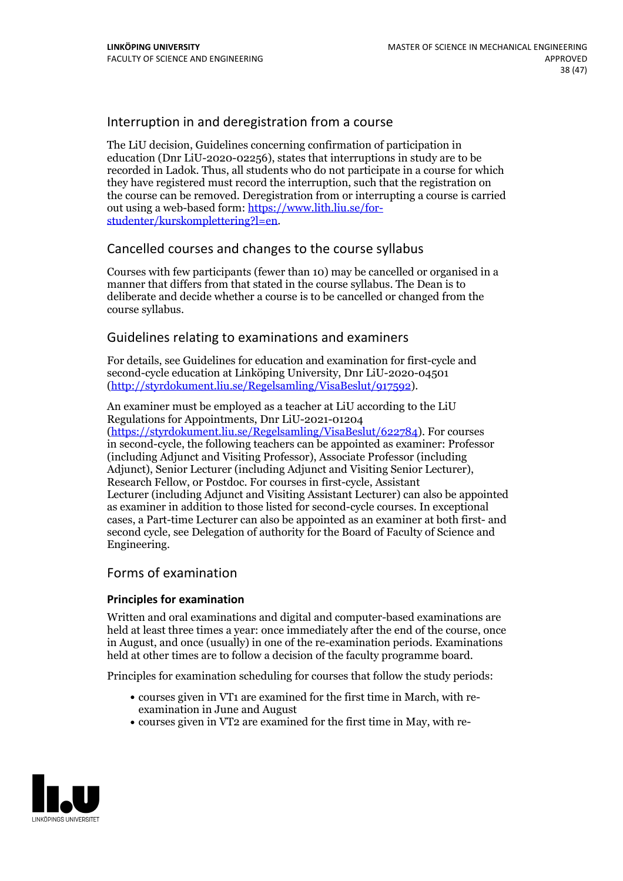## Interruption in and deregistration from a course

The LiU decision, Guidelines concerning confirmation of participation in education (Dnr LiU-2020-02256), states that interruptions in study are to be recorded in Ladok. Thus, all students who do not participate in a course for which they have registered must record the interruption, such that the registration on the course can be removed. Deregistration from or interrupting a course is carried out using a web-based form: [https://www.lith.liu.se/for-studenter/kurskomplettering?l=en](https://www.lith.liu.se/for-studenter/kurskomplettering?l=en).

## Cancelled courses and changes to the course syllabus

Courses with few participants (fewer than 10) may be cancelled or organised in a manner that differs from that stated in the course syllabus. The Dean is to deliberate and decide whether a course is to be cancelled or changed from the course syllabus.

## Guidelines relating to examinations and examiners

For details, see Guidelines for education and examination for first-cycle and second-cycle education at Linköping University, Dnr LiU-2020-04501 ([http://styrdokument.liu.se/Regelsamling/VisaBeslut/917592](http://styrdokument.liu.se/Regelsamling/VisaBeslut/917592)).

An examiner must be employed as a teacher at LiU according to the LiU Regulations for Appointments, Dnr LiU-2021-01204 ([https://styrdokument.liu.se/Regelsamling/VisaBeslut/622784](https://styrdokument.liu.se/Regelsamling/VisaBeslut/622784)). For courses in second-cycle, the following teachers can be appointed as examiner: Professor (including Adjunct and Visiting Professor), Associate Professor (including Adjunct), Senior Lecturer (including Adjunct and Visiting Senior Lecturer), Research Fellow, or Postdoc. For courses in first-cycle, Assistant Lecturer (including Adjunct and Visiting Assistant Lecturer) can also be appointed as examiner in addition to those listed for second-cycle courses. In exceptional cases, a Part-time Lecturer can also be appointed as an examiner at both first- and second cycle, see Delegation of authority for the Board of Faculty of Science and Engineering.

## Forms of examination

### Principles for examination

Written and oral examinations and digital and computer-based examinations are held at least three times a year: once immediately after the end of the course, once in August, and once (usually) in one of the re-examination periods. Examinations held at other times are to follow a decision of the faculty programme board.

Principles for examination scheduling for courses that follow the study periods:

- courses given in VT1 are examined for the first time in March, with re-examination in June and August
- courses given in VT2 are examined for the first time in May, with re-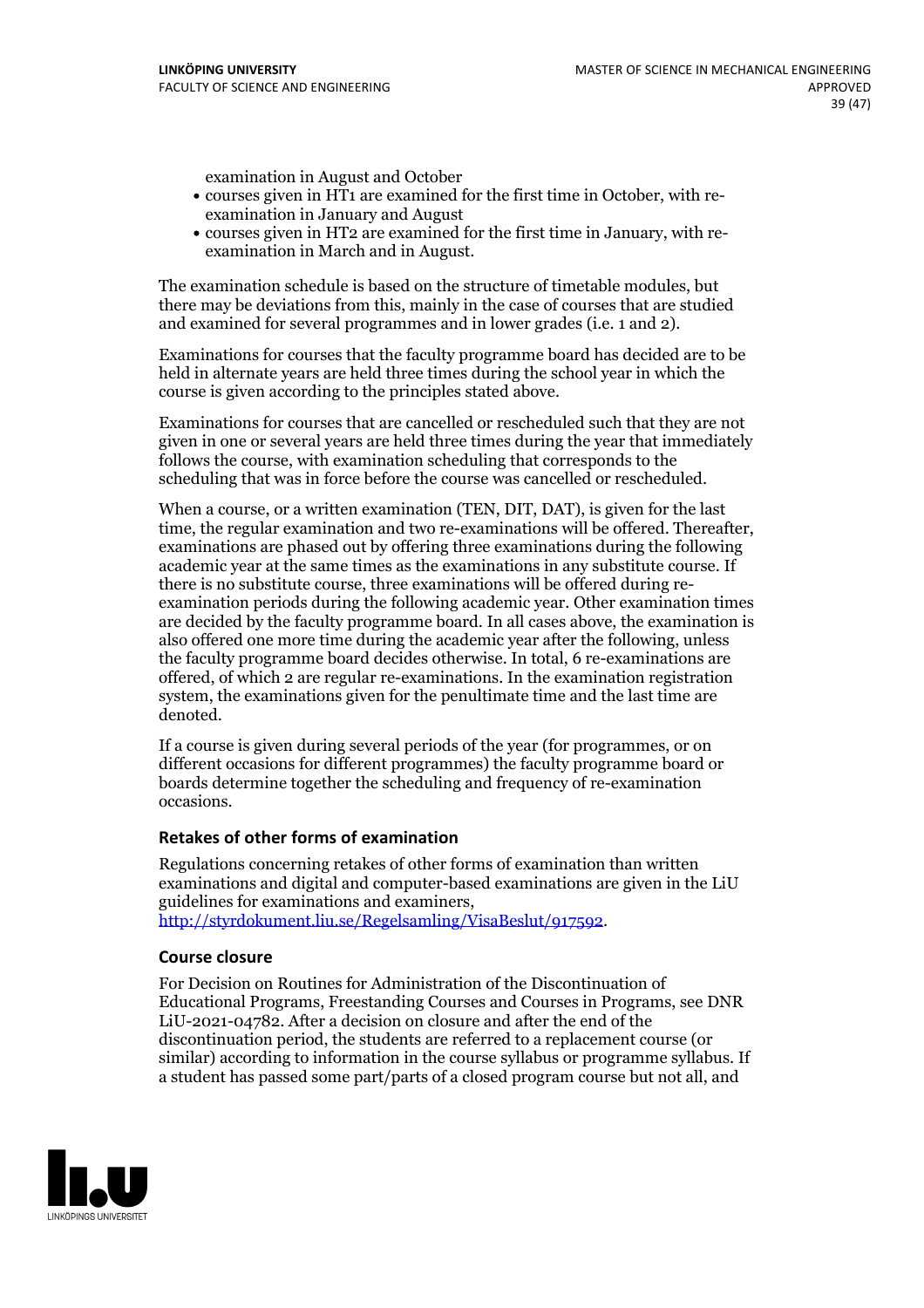examination in August and October

- courses given in HT1 are examined for the first time in October, with re-examination in January and August
- courses given in HT2 are examined for the first time in January, with re-examination in March and in August.

The examination schedule is based on the structure of timetable modules, but there may be deviations from this, mainly in the case of courses that are studied and examined for several programmes and in lower grades (i.e. 1 and 2).

Examinations for courses that the faculty programme board has decided are to be held in alternate years are held three times during the school year in which the course is given according to the principles stated above.

Examinations for courses that are cancelled or rescheduled such that they are not given in one or several years are held three times during the year that immediately follows the course, with examination scheduling that corresponds to the scheduling that was in force before the course was cancelled or rescheduled.

When a course, or a written examination (TEN, DIT, DAT), is given for the last time, the regular examination and two re-examinations will be offered. Thereafter, examinations are phased out by offering three examinations during the following academic year at the same times as the examinations in any substitute course. If there is no substitute course, three examinations will be offered during re-examination periods during the following academic year. Other examination times are decided by the faculty programme board. In all cases above, the examination is also offered one more time during the academic year after the following, unless the faculty programme board decides otherwise. In total, 6 re-examinations are offered, of which 2 are regular re-examinations. In the examination registration system, the examinations given for the penultimate time and the last time are denoted.

If a course is given during several periods of the year (for programmes, or on different occasions for different programmes) the faculty programme board or boards determine together the scheduling and frequency of re-examination occasions.

### Retakes of other forms of examination

Regulations concerning retakes of other forms of examination than written examinations and digital and computer-based examinations are given in the LiU guidelines for examinations and examiners, http://styrdokument.liu.se/Regelsamling/VisaBeslut/917592.

### Course closure

For Decision on Routines for Administration of the Discontinuation of Educational Programs, Freestanding Courses and Courses in Programs, see DNR LiU-2021-04782. After a decision on closure and after the end of the discontinuation period, the students are referred to a replacement course (or similar) according to information in the course syllabus or programme syllabus. If a student has passed some part/parts of a closed program course but not all, and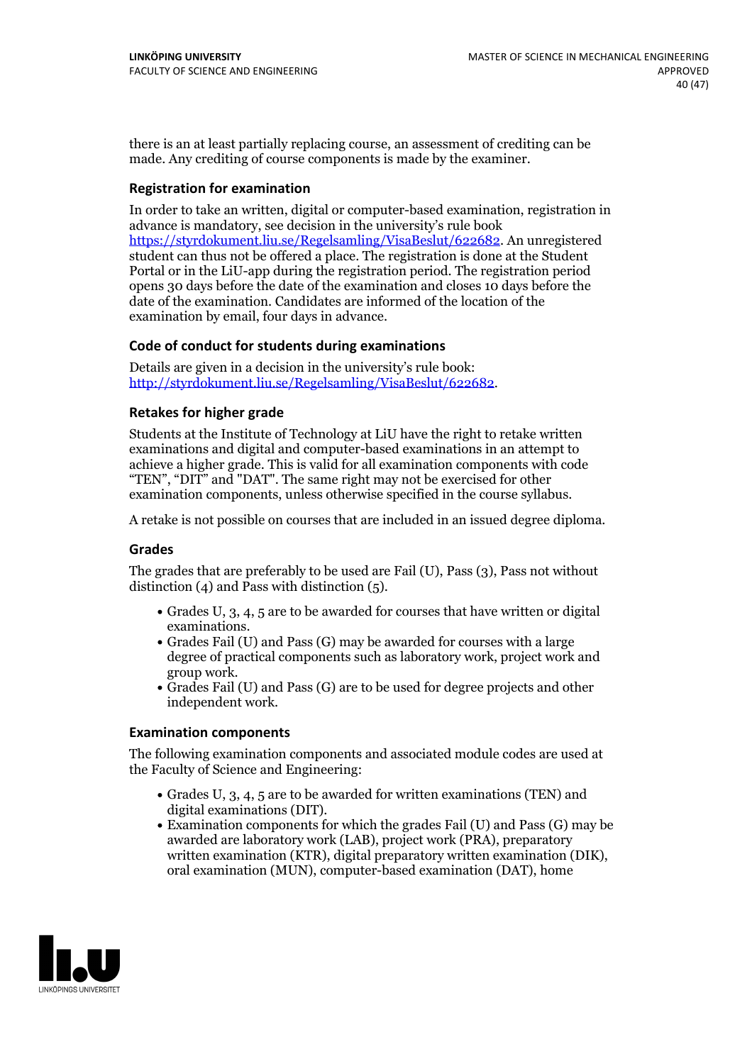there is an at least partially replacing course, an assessment of crediting can be made. Any crediting of course components is made by the examiner.

### Registration for examination

In order to take an written, digital or computer-based examination, registration in advance is mandatory, see decision in the university's rule book https://styrdokument.liu.se/Regelsamling/VisaBeslut/622682. An unregistered student can thus not be offered a place. The registration is done at the Student Portal or in the LiU-app during the registration period. The registration period opens 30 days before the date of the examination and closes 10 days before the date of the examination. Candidates are informed of the location of the examination by email, four days in advance.

### Code of conduct for students during examinations

Details are given in a decision in the university's rule book: http://styrdokument.liu.se/Regelsamling/VisaBeslut/622682.

### Retakes for higher grade

Students at the Institute of Technology at LiU have the right to retake written examinations and digital and computer-based examinations in an attempt to achieve a higher grade. This is valid for all examination components with code "TEN", "DIT" and "DAT". The same right may not be exercised for other examination components, unless otherwise specified in the course syllabus.

A retake is not possible on courses that are included in an issued degree diploma.

### Grades

The grades that are preferably to be used are Fail (U), Pass (3), Pass not without distinction (4) and Pass with distinction (5).

- Grades U, 3, 4, 5 are to be awarded for courses that have written or digital examinations.
- Grades Fail (U) and Pass (G) may be awarded for courses with a large degree of practical components such as laboratory work, project work and group work.
- Grades Fail (U) and Pass (G) are to be used for degree projects and other independent work.

### Examination components

The following examination components and associated module codes are used at the Faculty of Science and Engineering:

- Grades U, 3, 4, 5 are to be awarded for written examinations (TEN) and digital examinations (DIT).
- Examination components for which the grades Fail (U) and Pass (G) may be awarded are laboratory work (LAB), project work (PRA), preparatory written examination (KTR), digital preparatory written examination (DIK), oral examination (MUN), computer-based examination (DAT), home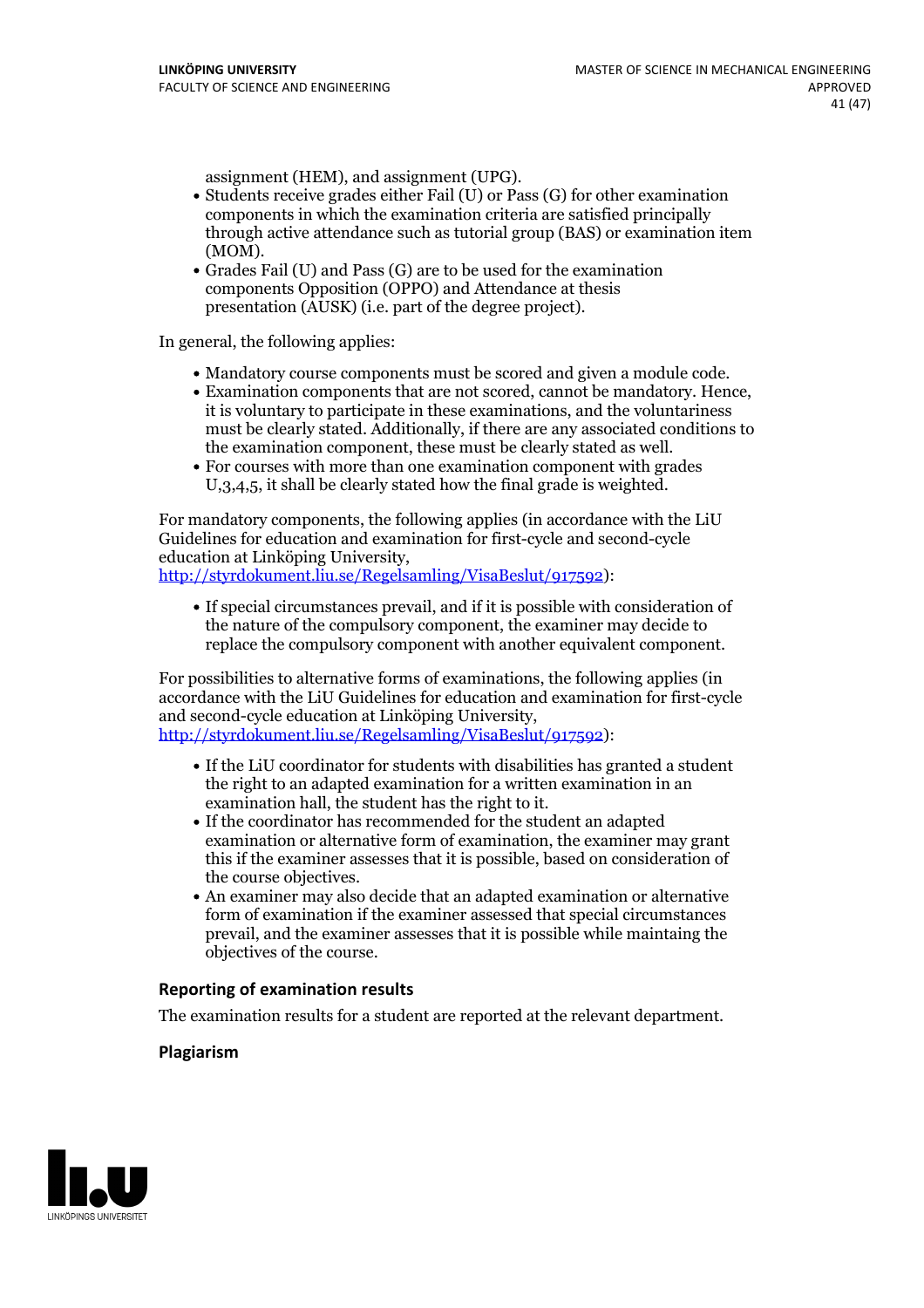assignment (HEM), and assignment (UPG).

- Students receive grades either Fail (U) or Pass (G) for other examination components in which the examination criteria are satisfied principally through active attendance such as tutorial group (BAS) or examination item (MOM).
- Grades Fail (U) and Pass (G) are to be used for the examination components Opposition (OPPO) and Attendance at thesis presentation (AUSK) (i.e. part of the degree project).

In general, the following applies:

- Mandatory course components must be scored and given a module code.
- Examination components that are not scored, cannot be mandatory. Hence, it is voluntary to participate in these examinations, and the voluntariness must be clearly stated. Additionally, if there are any associated conditions to the examination component, these must be clearly stated as well.
- For courses with more than one examination component with grades U,3,4,5, it shall be clearly stated how the final grade is weighted.

For mandatory components, the following applies (in accordance with the LiU Guidelines for education and examination for first-cycle and second-cycle education at Linköping University, http://styrdokument.liu.se/Regelsamling/VisaBeslut/917592):

- If special circumstances prevail, and if it is possible with consideration of the nature of the compulsory component, the examiner may decide to replace the compulsory component with another equivalent component.

For possibilities to alternative forms of examinations, the following applies (in accordance with the LiU Guidelines for education and examination for first-cycle and second-cycle education at Linköping University, http://styrdokument.liu.se/Regelsamling/VisaBeslut/917592):

- If the LiU coordinator for students with disabilities has granted a student the right to an adapted examination for a written examination in an examination hall, the student has the right to it.
- If the coordinator has recommended for the student an adapted examination or alternative form of examination, the examiner may grant this if the examiner assesses that it is possible, based on consideration of the course objectives.
- An examiner may also decide that an adapted examination or alternative form of examination if the examiner assessed that special circumstances prevail, and the examiner assesses that it is possible while maintaing the objectives of the course.

### Reporting of examination results

The examination results for a student are reported at the relevant department.

### Plagiarism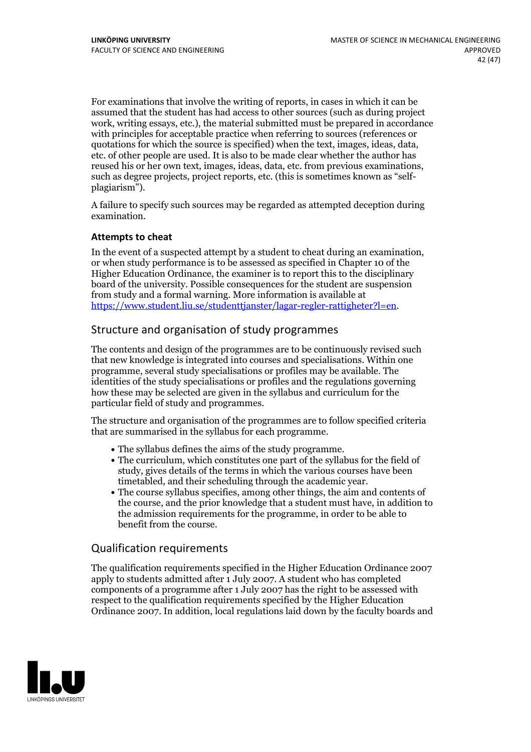For examinations that involve the writing of reports, in cases in which it can be assumed that the student has had access to other sources (such as during project work, writing essays, etc.), the material submitted must be prepared in accordance with principles for acceptable practice when referring to sources (references or quotations for which the source is specified) when the text, images, ideas, data, etc. of other people are used. It is also to be made clear whether the author has reused his or her own text, images, ideas, data, etc. from previous examinations, such as degree projects, project reports, etc. (this is sometimes known as "self-plagiarism").

A failure to specify such sources may be regarded as attempted deception during examination.

### Attempts to cheat

In the event of a suspected attempt by a student to cheat during an examination, or when study performance is to be assessed as specified in Chapter 10 of the Higher Education Ordinance, the examiner is to report this to the disciplinary board of the university. Possible consequences for the student are suspension from study and a formal warning. More information is available at https://www.student.liu.se/studenttjanster/lagar-regler-rattigheter?l=en.

## Structure and organisation of study programmes

The contents and design of the programmes are to be continuously revised such that new knowledge is integrated into courses and specialisations. Within one programme, several study specialisations or profiles may be available. The identities of the study specialisations or profiles and the regulations governing how these may be selected are given in the syllabus and curriculum for the particular field of study and programmes.

The structure and organisation of the programmes are to follow specified criteria that are summarised in the syllabus for each programme.

- The syllabus defines the aims of the study programme.
- The curriculum, which constitutes one part of the syllabus for the field of study, gives details of the terms in which the various courses have been timetabled, and their scheduling through the academic year.
- The course syllabus specifies, among other things, the aim and contents of the course, and the prior knowledge that a student must have, in addition to the admission requirements for the programme, in order to be able to benefit from the course.

## Qualification requirements

The qualification requirements specified in the Higher Education Ordinance 2007 apply to students admitted after 1 July 2007. A student who has completed components of a programme after 1 July 2007 has the right to be assessed with respect to the qualification requirements specified by the Higher Education Ordinance 2007. In addition, local regulations laid down by the faculty boards and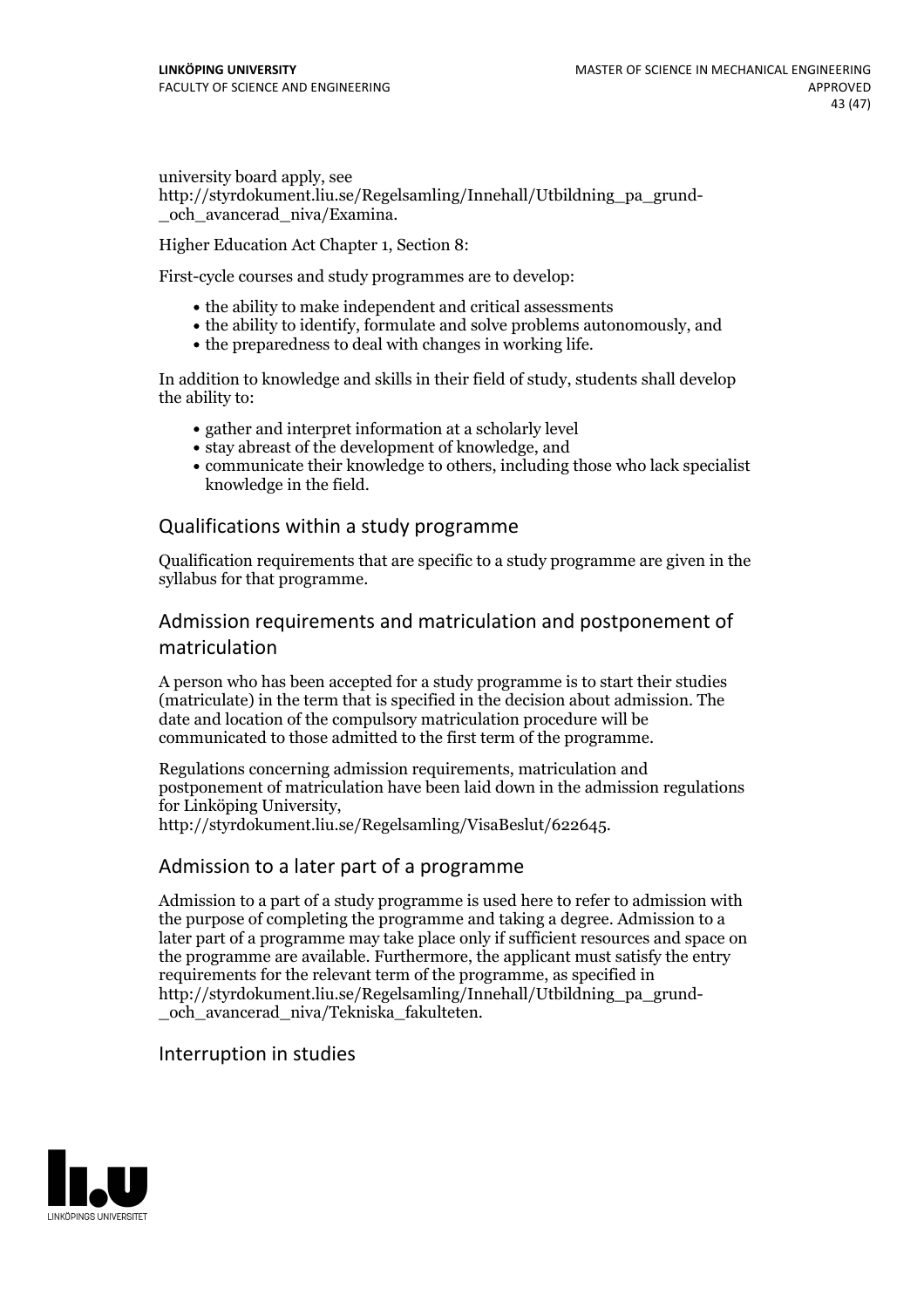university board apply, see http://styrdokument.liu.se/Regelsamling/Innehall/Utbildning_pa_grund-_och_avancerad_niva/Examina.

Higher Education Act Chapter 1, Section 8:

First-cycle courses and study programmes are to develop:

- the ability to make independent and critical assessments
- the ability to identify, formulate and solve problems autonomously, and
- the preparedness to deal with changes in working life.

In addition to knowledge and skills in their field of study, students shall develop the ability to:

- gather and interpret information at a scholarly level
- stay abreast of the development of knowledge, and
- communicate their knowledge to others, including those who lack specialist knowledge in the field.

## Qualifications within a study programme

Qualification requirements that are specific to a study programme are given in the syllabus for that programme.

## Admission requirements and matriculation and postponement of matriculation

A person who has been accepted for a study programme is to start their studies (matriculate) in the term that is specified in the decision about admission. The date and location of the compulsory matriculation procedure will be communicated to those admitted to the first term of the programme.

Regulations concerning admission requirements, matriculation and postponement of matriculation have been laid down in the admission regulations for Linköping University, http://styrdokument.liu.se/Regelsamling/VisaBeslut/622645.

## Admission to a later part of a programme

Admission to a part of a study programme is used here to refer to admission with the purpose of completing the programme and taking a degree. Admission to a later part of a programme may take place only if sufficient resources and space on the programme are available. Furthermore, the applicant must satisfy the entry requirements for the relevant term of the programme, as specified in http://styrdokument.liu.se/Regelsamling/Innehall/Utbildning_pa_grund-_och_avancerad_niva/Tekniska_fakulteten.

## Interruption in studies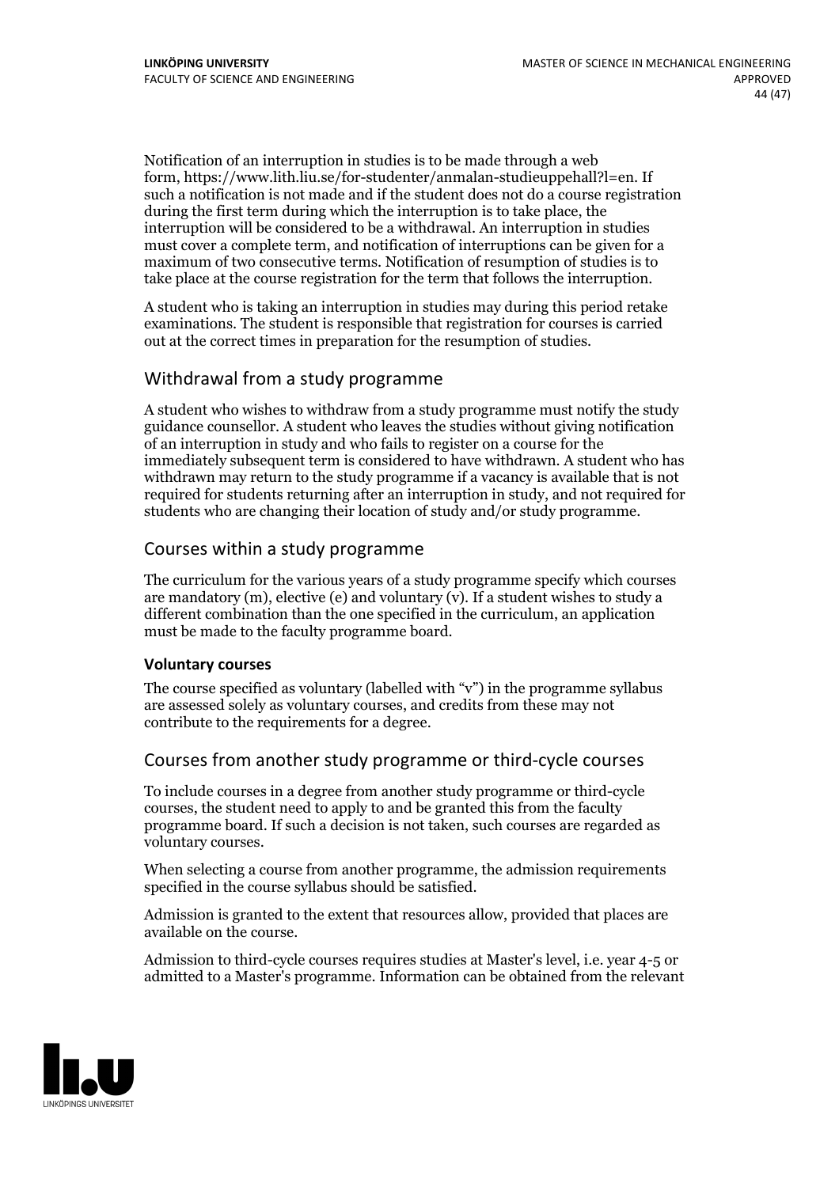Notification of an interruption in studies is to be made through a web form, https://www.lith.liu.se/for-studenter/anmalan-studieuppehall?l=en. If such a notification is not made and if the student does not do a course registration during the first term during which the interruption is to take place, the interruption will be considered to be a withdrawal. An interruption in studies must cover a complete term, and notification of interruptions can be given for a maximum of two consecutive terms. Notification of resumption of studies is to take place at the course registration for the term that follows the interruption.

A student who is taking an interruption in studies may during this period retake examinations. The student is responsible that registration for courses is carried out at the correct times in preparation for the resumption of studies.

## Withdrawal from a study programme

A student who wishes to withdraw from a study programme must notify the study guidance counsellor. A student who leaves the studies without giving notification of an interruption in study and who fails to register on a course for the immediately subsequent term is considered to have withdrawn. A student who has withdrawn may return to the study programme if a vacancy is available that is not required for students returning after an interruption in study, and not required for students who are changing their location of study and/or study programme.

## Courses within a study programme

The curriculum for the various years of a study programme specify which courses are mandatory (m), elective (e) and voluntary (v). If a student wishes to study a different combination than the one specified in the curriculum, an application must be made to the faculty programme board.

### Voluntary courses

The course specified as voluntary (labelled with "v") in the programme syllabus are assessed solely as voluntary courses, and credits from these may not contribute to the requirements for a degree.

## Courses from another study programme or third-cycle courses

To include courses in a degree from another study programme or third-cycle courses, the student need to apply to and be granted this from the faculty programme board. If such a decision is not taken, such courses are regarded as voluntary courses.

When selecting a course from another programme, the admission requirements specified in the course syllabus should be satisfied.

Admission is granted to the extent that resources allow, provided that places are available on the course.

Admission to third-cycle courses requires studies at Master's level, i.e. year 4-5 or admitted to a Master's programme. Information can be obtained from the relevant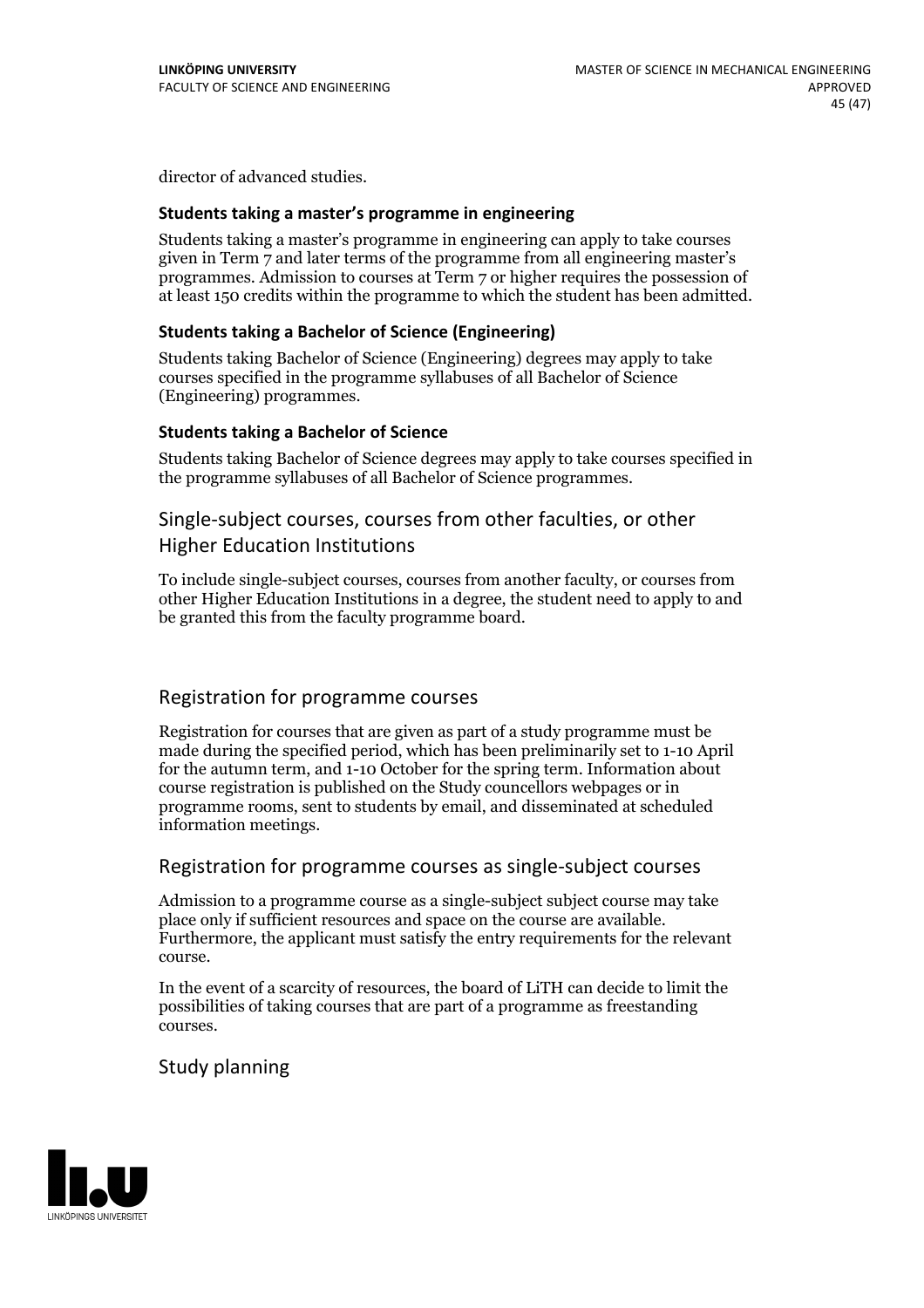director of advanced studies.

### Students taking a master's programme in engineering

Students taking a master's programme in engineering can apply to take courses given in Term 7 and later terms of the programme from all engineering master's programmes. Admission to courses at Term 7 or higher requires the possession of at least 150 credits within the programme to which the student has been admitted.

### Students taking a Bachelor of Science (Engineering)

Students taking Bachelor of Science (Engineering) degrees may apply to take courses specified in the programme syllabuses of all Bachelor of Science (Engineering) programmes.

### Students taking a Bachelor of Science

Students taking Bachelor of Science degrees may apply to take courses specified in the programme syllabuses of all Bachelor of Science programmes.

## Single-subject courses, courses from other faculties, or other Higher Education Institutions

To include single-subject courses, courses from another faculty, or courses from other Higher Education Institutions in a degree, the student need to apply to and be granted this from the faculty programme board.

## Registration for programme courses

Registration for courses that are given as part of a study programme must be made during the specified period, which has been preliminarily set to 1-10 April for the autumn term, and 1-10 October for the spring term. Information about course registration is published on the Study councellors webpages or in programme rooms, sent to students by email, and disseminated at scheduled information meetings.

## Registration for programme courses as single-subject courses

Admission to a programme course as a single-subject subject course may take place only if sufficient resources and space on the course are available. Furthermore, the applicant must satisfy the entry requirements for the relevant course.

In the event of a scarcity of resources, the board of LiTH can decide to limit the possibilities of taking courses that are part of a programme as freestanding courses.

## Study planning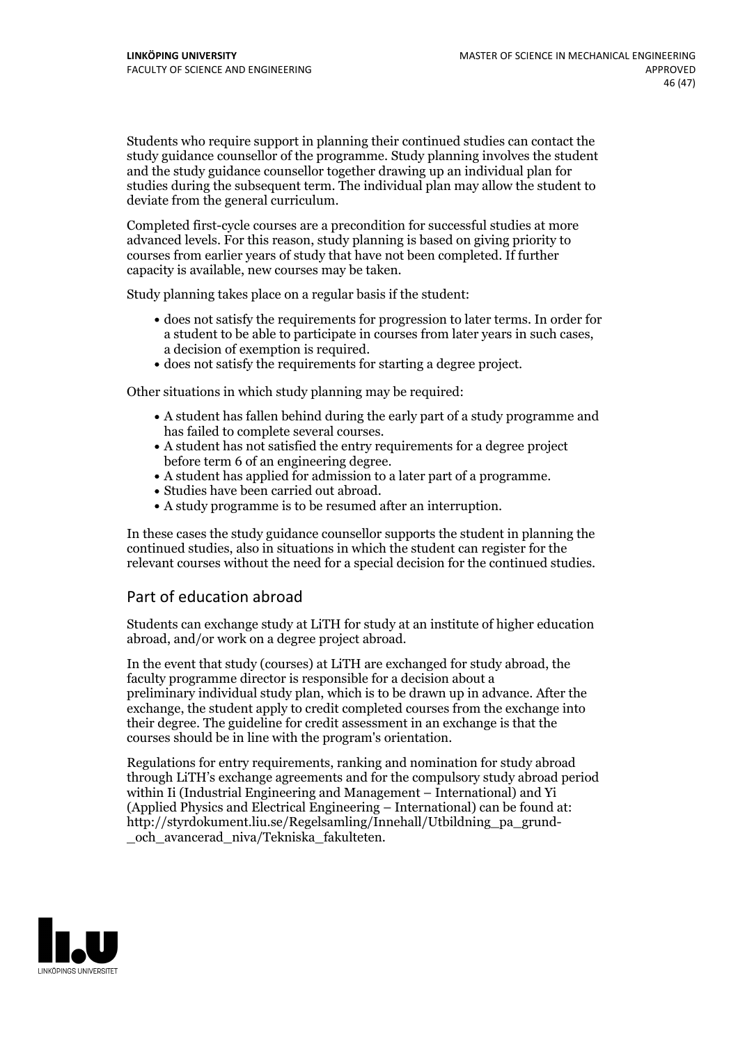Students who require support in planning their continued studies can contact the study guidance counsellor of the programme. Study planning involves the student and the study guidance counsellor together drawing up an individual plan for studies during the subsequent term. The individual plan may allow the student to deviate from the general curriculum.

Completed first-cycle courses are a precondition for successful studies at more advanced levels. For this reason, study planning is based on giving priority to courses from earlier years of study that have not been completed. If further capacity is available, new courses may be taken.

Study planning takes place on a regular basis if the student:

- does not satisfy the requirements for progression to later terms. In order for a student to be able to participate in courses from later years in such cases, a decision of exemption is required.
- does not satisfy the requirements for starting a degree project.

Other situations in which study planning may be required:

- A student has fallen behind during the early part of a study programme and has failed to complete several courses.
- A student has not satisfied the entry requirements for a degree project before term 6 of an engineering degree.
- A student has applied for admission to a later part of a programme.
- Studies have been carried out abroad.
- A study programme is to be resumed after an interruption.

In these cases the study guidance counsellor supports the student in planning the continued studies, also in situations in which the student can register for the relevant courses without the need for a special decision for the continued studies.

## Part of education abroad

Students can exchange study at LiTH for study at an institute of higher education abroad, and/or work on a degree project abroad.

In the event that study (courses) at LiTH are exchanged for study abroad, the faculty programme director is responsible for a decision about a preliminary individual study plan, which is to be drawn up in advance. After the exchange, the student apply to credit completed courses from the exchange into their degree. The guideline for credit assessment in an exchange is that the courses should be in line with the program's orientation.

Regulations for entry requirements, ranking and nomination for study abroad through LiTH's exchange agreements and for the compulsory study abroad period within Ii (Industrial Engineering and Management – International) and Yi (Applied Physics and Electrical Engineering – International) can be found at: http://styrdokument.liu.se/Regelsamling/Innehall/Utbildning_pa_grund-_och_avancerad_niva/Tekniska_fakulteten.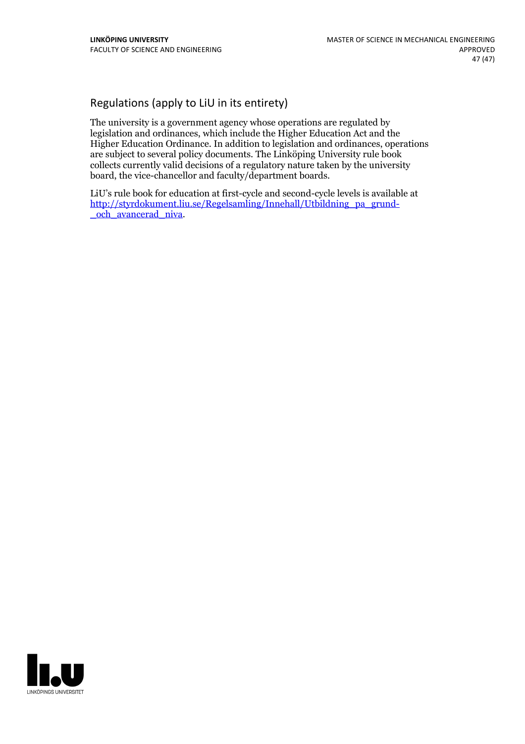## Regulations (apply to LiU in its entirety)

The university is a government agency whose operations are regulated by legislation and ordinances, which include the Higher Education Act and the Higher Education Ordinance. In addition to legislation and ordinances, operations are subject to several policy documents. The Linköping University rule book collects currently valid decisions of a regulatory nature taken by the university board, the vice-chancellor and faculty/department boards.

LiU's rule book for education at first-cycle and second-cycle levels is available at http://styrdokument.liu.se/Regelsamling/Innehall/Utbildning_pa_grund-_och_avancerad_niva.